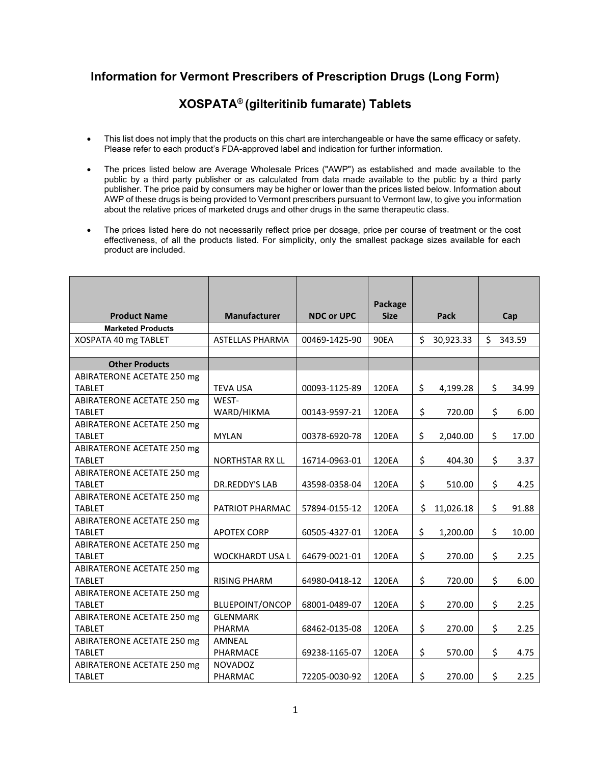# Information for Vermont Prescribers of Prescription Drugs (Long Form)

## XOSPATA® (gilteritinib fumarate) Tablets

- This list does not imply that the products on this chart are interchangeable or have the same efficacy or safety. Please refer to each product's FDA-approved label and indication for further information.
- The prices listed below are Average Wholesale Prices ("AWP") as established and made available to the public by a third party publisher or as calculated from data made available to the public by a third party publisher. The price paid by consumers may be higher or lower than the prices listed below. Information about AWP of these drugs is being provided to Vermont prescribers pursuant to Vermont law, to give you information about the relative prices of marketed drugs and other drugs in the same therapeutic class.
- The prices listed here do not necessarily reflect price per dosage, price per course of treatment or the cost effectiveness, of all the products listed. For simplicity, only the smallest package sizes available for each product are included.

| Product Name | Manufacturer | NDC or UPC | Package Size | Pack | Cap |
|---|---|---|---|---|---|
| **Marketed Products** | | | | | |
| XOSPATA 40 mg TABLET | ASTELLAS PHARMA | 00469-1425-90 | 90EA | $ 30,923.33 | $ 343.59 |
| | | | | | |
| **Other Products** | | | | | |
| ABIRATERONE ACETATE 250 mg TABLET | TEVA USA | 00093-1125-89 | 120EA | $ 4,199.28 | $ 34.99 |
| ABIRATERONE ACETATE 250 mg TABLET | WEST-WARD/HIKMA | 00143-9597-21 | 120EA | $ 720.00 | $ 6.00 |
| ABIRATERONE ACETATE 250 mg TABLET | MYLAN | 00378-6920-78 | 120EA | $ 2,040.00 | $ 17.00 |
| ABIRATERONE ACETATE 250 mg TABLET | NORTHSTAR RX LL | 16714-0963-01 | 120EA | $ 404.30 | $ 3.37 |
| ABIRATERONE ACETATE 250 mg TABLET | DR.REDDY'S LAB | 43598-0358-04 | 120EA | $ 510.00 | $ 4.25 |
| ABIRATERONE ACETATE 250 mg TABLET | PATRIOT PHARMAC | 57894-0155-12 | 120EA | $ 11,026.18 | $ 91.88 |
| ABIRATERONE ACETATE 250 mg TABLET | APOTEX CORP | 60505-4327-01 | 120EA | $ 1,200.00 | $ 10.00 |
| ABIRATERONE ACETATE 250 mg TABLET | WOCKHARDT USA L | 64679-0021-01 | 120EA | $ 270.00 | $ 2.25 |
| ABIRATERONE ACETATE 250 mg TABLET | RISING PHARM | 64980-0418-12 | 120EA | $ 720.00 | $ 6.00 |
| ABIRATERONE ACETATE 250 mg TABLET | BLUEPOINT/ONCOP | 68001-0489-07 | 120EA | $ 270.00 | $ 2.25 |
| ABIRATERONE ACETATE 250 mg TABLET | GLENMARK PHARMA | 68462-0135-08 | 120EA | $ 270.00 | $ 2.25 |
| ABIRATERONE ACETATE 250 mg TABLET | AMNEAL PHARMACE | 69238-1165-07 | 120EA | $ 570.00 | $ 4.75 |
| ABIRATERONE ACETATE 250 mg TABLET | NOVADOZ PHARMAC | 72205-0030-92 | 120EA | $ 270.00 | $ 2.25 |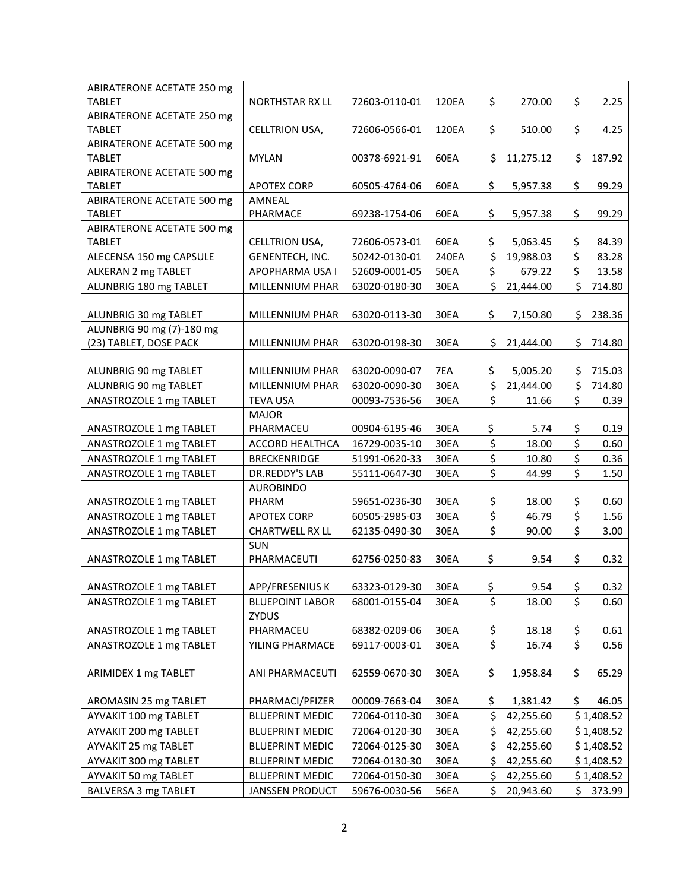| | | | | | |
|---|---|---|---|---|---|
| ABIRATERONE ACETATE 250 mg TABLET | NORTHSTAR RX LL | 72603-0110-01 | 120EA | $ 270.00 | $ 2.25 |
| ABIRATERONE ACETATE 250 mg TABLET | CELLTRION USA, | 72606-0566-01 | 120EA | $ 510.00 | $ 4.25 |
| ABIRATERONE ACETATE 500 mg TABLET | MYLAN | 00378-6921-91 | 60EA | $ 11,275.12 | $ 187.92 |
| ABIRATERONE ACETATE 500 mg TABLET | APOTEX CORP | 60505-4764-06 | 60EA | $ 5,957.38 | $ 99.29 |
| ABIRATERONE ACETATE 500 mg TABLET | AMNEAL PHARMACE | 69238-1754-06 | 60EA | $ 5,957.38 | $ 99.29 |
| ABIRATERONE ACETATE 500 mg TABLET | CELLTRION USA, | 72606-0573-01 | 60EA | $ 5,063.45 | $ 84.39 |
| ALECENSA 150 mg CAPSULE | GENENTECH, INC. | 50242-0130-01 | 240EA | $ 19,988.03 | $ 83.28 |
| ALKERAN 2 mg TABLET | APOPHARMA USA I | 52609-0001-05 | 50EA | $ 679.22 | $ 13.58 |
| ALUNBRIG 180 mg TABLET | MILLENNIUM PHAR | 63020-0180-30 | 30EA | $ 21,444.00 | $ 714.80 |
| ALUNBRIG 30 mg TABLET | MILLENNIUM PHAR | 63020-0113-30 | 30EA | $ 7,150.80 | $ 238.36 |
| ALUNBRIG 90 mg (7)-180 mg (23) TABLET, DOSE PACK | MILLENNIUM PHAR | 63020-0198-30 | 30EA | $ 21,444.00 | $ 714.80 |
| ALUNBRIG 90 mg TABLET | MILLENNIUM PHAR | 63020-0090-07 | 7EA | $ 5,005.20 | $ 715.03 |
| ALUNBRIG 90 mg TABLET | MILLENNIUM PHAR | 63020-0090-30 | 30EA | $ 21,444.00 | $ 714.80 |
| ANASTROZOLE 1 mg TABLET | TEVA USA | 00093-7536-56 | 30EA | $ 11.66 | $ 0.39 |
| ANASTROZOLE 1 mg TABLET | MAJOR PHARMACEU | 00904-6195-46 | 30EA | $ 5.74 | $ 0.19 |
| ANASTROZOLE 1 mg TABLET | ACCORD HEALTHCA | 16729-0035-10 | 30EA | $ 18.00 | $ 0.60 |
| ANASTROZOLE 1 mg TABLET | BRECKENRIDGE | 51991-0620-33 | 30EA | $ 10.80 | $ 0.36 |
| ANASTROZOLE 1 mg TABLET | DR.REDDY'S LAB | 55111-0647-30 | 30EA | $ 44.99 | $ 1.50 |
| ANASTROZOLE 1 mg TABLET | AUROBINDO PHARM | 59651-0236-30 | 30EA | $ 18.00 | $ 0.60 |
| ANASTROZOLE 1 mg TABLET | APOTEX CORP | 60505-2985-03 | 30EA | $ 46.79 | $ 1.56 |
| ANASTROZOLE 1 mg TABLET | CHARTWELL RX LL | 62135-0490-30 | 30EA | $ 90.00 | $ 3.00 |
| ANASTROZOLE 1 mg TABLET | SUN PHARMACEUTI | 62756-0250-83 | 30EA | $ 9.54 | $ 0.32 |
| ANASTROZOLE 1 mg TABLET | APP/FRESENIUS K | 63323-0129-30 | 30EA | $ 9.54 | $ 0.32 |
| ANASTROZOLE 1 mg TABLET | BLUEPOINT LABOR | 68001-0155-04 | 30EA | $ 18.00 | $ 0.60 |
| ANASTROZOLE 1 mg TABLET | ZYDUS PHARMACEU | 68382-0209-06 | 30EA | $ 18.18 | $ 0.61 |
| ANASTROZOLE 1 mg TABLET | YILING PHARMACE | 69117-0003-01 | 30EA | $ 16.74 | $ 0.56 |
| ARIMIDEX 1 mg TABLET | ANI PHARMACEUTI | 62559-0670-30 | 30EA | $ 1,958.84 | $ 65.29 |
| AROMASIN 25 mg TABLET | PHARMACI/PFIZER | 00009-7663-04 | 30EA | $ 1,381.42 | $ 46.05 |
| AYVAKIT 100 mg TABLET | BLUEPRINT MEDIC | 72064-0110-30 | 30EA | $ 42,255.60 | $ 1,408.52 |
| AYVAKIT 200 mg TABLET | BLUEPRINT MEDIC | 72064-0120-30 | 30EA | $ 42,255.60 | $ 1,408.52 |
| AYVAKIT 25 mg TABLET | BLUEPRINT MEDIC | 72064-0125-30 | 30EA | $ 42,255.60 | $ 1,408.52 |
| AYVAKIT 300 mg TABLET | BLUEPRINT MEDIC | 72064-0130-30 | 30EA | $ 42,255.60 | $ 1,408.52 |
| AYVAKIT 50 mg TABLET | BLUEPRINT MEDIC | 72064-0150-30 | 30EA | $ 42,255.60 | $ 1,408.52 |
| BALVERSA 3 mg TABLET | JANSSEN PRODUCT | 59676-0030-56 | 56EA | $ 20,943.60 | $ 373.99 |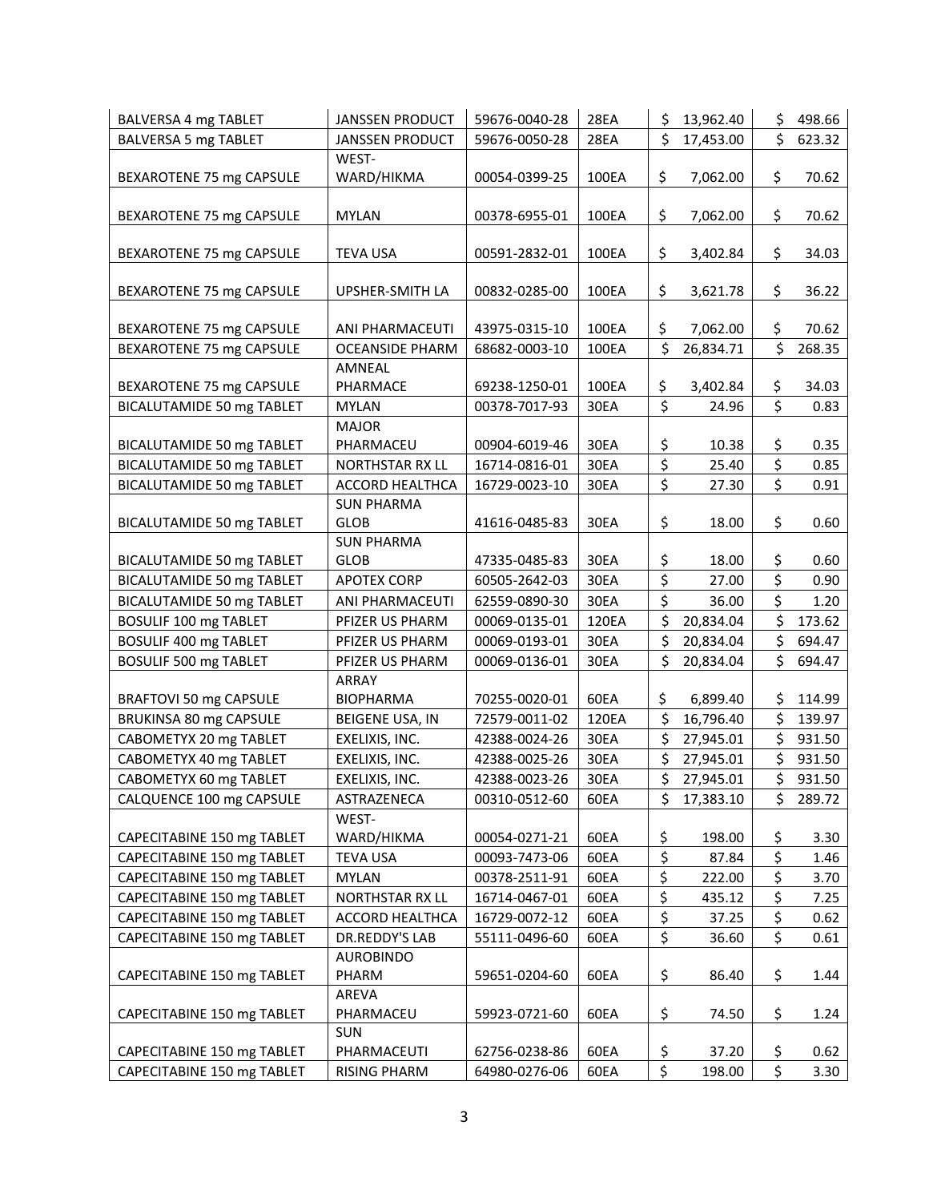| | | | | | |
|---|---|---|---|---|---|
| BALVERSA 4 mg TABLET | JANSSEN PRODUCT | 59676-0040-28 | 28EA | $ 13,962.40 | $ 498.66 |
| BALVERSA 5 mg TABLET | JANSSEN PRODUCT | 59676-0050-28 | 28EA | $ 17,453.00 | $ 623.32 |
| BEXAROTENE 75 mg CAPSULE | WEST-WARD/HIKMA | 00054-0399-25 | 100EA | $ 7,062.00 | $ 70.62 |
| BEXAROTENE 75 mg CAPSULE | MYLAN | 00378-6955-01 | 100EA | $ 7,062.00 | $ 70.62 |
| BEXAROTENE 75 mg CAPSULE | TEVA USA | 00591-2832-01 | 100EA | $ 3,402.84 | $ 34.03 |
| BEXAROTENE 75 mg CAPSULE | UPSHER-SMITH LA | 00832-0285-00 | 100EA | $ 3,621.78 | $ 36.22 |
| BEXAROTENE 75 mg CAPSULE | ANI PHARMACEUTI | 43975-0315-10 | 100EA | $ 7,062.00 | $ 70.62 |
| BEXAROTENE 75 mg CAPSULE | OCEANSIDE PHARM | 68682-0003-10 | 100EA | $ 26,834.71 | $ 268.35 |
| BEXAROTENE 75 mg CAPSULE | AMNEAL PHARMACE | 69238-1250-01 | 100EA | $ 3,402.84 | $ 34.03 |
| BICALUTAMIDE 50 mg TABLET | MYLAN | 00378-7017-93 | 30EA | $ 24.96 | $ 0.83 |
| BICALUTAMIDE 50 mg TABLET | MAJOR PHARMACEU | 00904-6019-46 | 30EA | $ 10.38 | $ 0.35 |
| BICALUTAMIDE 50 mg TABLET | NORTHSTAR RX LL | 16714-0816-01 | 30EA | $ 25.40 | $ 0.85 |
| BICALUTAMIDE 50 mg TABLET | ACCORD HEALTHCA | 16729-0023-10 | 30EA | $ 27.30 | $ 0.91 |
| BICALUTAMIDE 50 mg TABLET | SUN PHARMA GLOB | 41616-0485-83 | 30EA | $ 18.00 | $ 0.60 |
| BICALUTAMIDE 50 mg TABLET | SUN PHARMA GLOB | 47335-0485-83 | 30EA | $ 18.00 | $ 0.60 |
| BICALUTAMIDE 50 mg TABLET | APOTEX CORP | 60505-2642-03 | 30EA | $ 27.00 | $ 0.90 |
| BICALUTAMIDE 50 mg TABLET | ANI PHARMACEUTI | 62559-0890-30 | 30EA | $ 36.00 | $ 1.20 |
| BOSULIF 100 mg TABLET | PFIZER US PHARM | 00069-0135-01 | 120EA | $ 20,834.04 | $ 173.62 |
| BOSULIF 400 mg TABLET | PFIZER US PHARM | 00069-0193-01 | 30EA | $ 20,834.04 | $ 694.47 |
| BOSULIF 500 mg TABLET | PFIZER US PHARM | 00069-0136-01 | 30EA | $ 20,834.04 | $ 694.47 |
| BRAFTOVI 50 mg CAPSULE | ARRAY BIOPHARMA | 70255-0020-01 | 60EA | $ 6,899.40 | $ 114.99 |
| BRUKINSA 80 mg CAPSULE | BEIGENE USA, IN | 72579-0011-02 | 120EA | $ 16,796.40 | $ 139.97 |
| CABOMETYX 20 mg TABLET | EXELIXIS, INC. | 42388-0024-26 | 30EA | $ 27,945.01 | $ 931.50 |
| CABOMETYX 40 mg TABLET | EXELIXIS, INC. | 42388-0025-26 | 30EA | $ 27,945.01 | $ 931.50 |
| CABOMETYX 60 mg TABLET | EXELIXIS, INC. | 42388-0023-26 | 30EA | $ 27,945.01 | $ 931.50 |
| CALQUENCE 100 mg CAPSULE | ASTRAZENECA | 00310-0512-60 | 60EA | $ 17,383.10 | $ 289.72 |
| CAPECITABINE 150 mg TABLET | WEST-WARD/HIKMA | 00054-0271-21 | 60EA | $ 198.00 | $ 3.30 |
| CAPECITABINE 150 mg TABLET | TEVA USA | 00093-7473-06 | 60EA | $ 87.84 | $ 1.46 |
| CAPECITABINE 150 mg TABLET | MYLAN | 00378-2511-91 | 60EA | $ 222.00 | $ 3.70 |
| CAPECITABINE 150 mg TABLET | NORTHSTAR RX LL | 16714-0467-01 | 60EA | $ 435.12 | $ 7.25 |
| CAPECITABINE 150 mg TABLET | ACCORD HEALTHCA | 16729-0072-12 | 60EA | $ 37.25 | $ 0.62 |
| CAPECITABINE 150 mg TABLET | DR.REDDY'S LAB | 55111-0496-60 | 60EA | $ 36.60 | $ 0.61 |
| CAPECITABINE 150 mg TABLET | AUROBINDO PHARM | 59651-0204-60 | 60EA | $ 86.40 | $ 1.44 |
| CAPECITABINE 150 mg TABLET | AREVA PHARMACEU | 59923-0721-60 | 60EA | $ 74.50 | $ 1.24 |
| CAPECITABINE 150 mg TABLET | SUN PHARMACEUTI | 62756-0238-86 | 60EA | $ 37.20 | $ 0.62 |
| CAPECITABINE 150 mg TABLET | RISING PHARM | 64980-0276-06 | 60EA | $ 198.00 | $ 3.30 |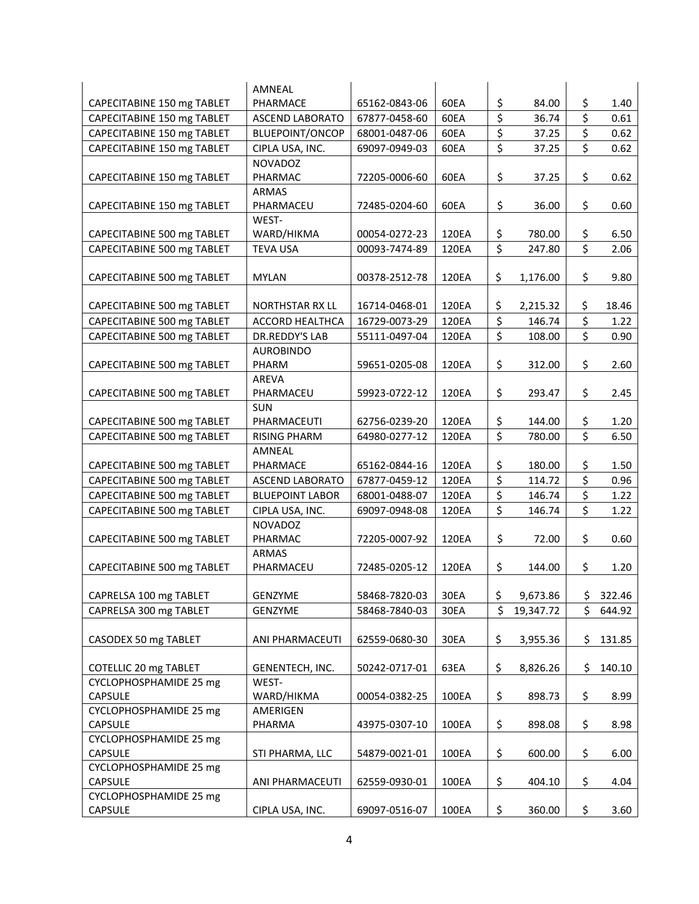| | | | | | |
|---|---|---|---|---|---|
| CAPECITABINE 150 mg TABLET | AMNEAL PHARMACE | 65162-0843-06 | 60EA | $ 84.00 | $ 1.40 |
| CAPECITABINE 150 mg TABLET | ASCEND LABORATO | 67877-0458-60 | 60EA | $ 36.74 | $ 0.61 |
| CAPECITABINE 150 mg TABLET | BLUEPOINT/ONCOP | 68001-0487-06 | 60EA | $ 37.25 | $ 0.62 |
| CAPECITABINE 150 mg TABLET | CIPLA USA, INC. | 69097-0949-03 | 60EA | $ 37.25 | $ 0.62 |
| CAPECITABINE 150 mg TABLET | NOVADOZ PHARMAC | 72205-0006-60 | 60EA | $ 37.25 | $ 0.62 |
| CAPECITABINE 150 mg TABLET | ARMAS PHARMACEU | 72485-0204-60 | 60EA | $ 36.00 | $ 0.60 |
| CAPECITABINE 500 mg TABLET | WEST-WARD/HIKMA | 00054-0272-23 | 120EA | $ 780.00 | $ 6.50 |
| CAPECITABINE 500 mg TABLET | TEVA USA | 00093-7474-89 | 120EA | $ 247.80 | $ 2.06 |
| CAPECITABINE 500 mg TABLET | MYLAN | 00378-2512-78 | 120EA | $ 1,176.00 | $ 9.80 |
| CAPECITABINE 500 mg TABLET | NORTHSTAR RX LL | 16714-0468-01 | 120EA | $ 2,215.32 | $ 18.46 |
| CAPECITABINE 500 mg TABLET | ACCORD HEALTHCA | 16729-0073-29 | 120EA | $ 146.74 | $ 1.22 |
| CAPECITABINE 500 mg TABLET | DR.REDDY'S LAB | 55111-0497-04 | 120EA | $ 108.00 | $ 0.90 |
| CAPECITABINE 500 mg TABLET | AUROBINDO PHARM | 59651-0205-08 | 120EA | $ 312.00 | $ 2.60 |
| CAPECITABINE 500 mg TABLET | AREVA PHARMACEU | 59923-0722-12 | 120EA | $ 293.47 | $ 2.45 |
| CAPECITABINE 500 mg TABLET | SUN PHARMACEUTI | 62756-0239-20 | 120EA | $ 144.00 | $ 1.20 |
| CAPECITABINE 500 mg TABLET | RISING PHARM | 64980-0277-12 | 120EA | $ 780.00 | $ 6.50 |
| CAPECITABINE 500 mg TABLET | AMNEAL PHARMACE | 65162-0844-16 | 120EA | $ 180.00 | $ 1.50 |
| CAPECITABINE 500 mg TABLET | ASCEND LABORATO | 67877-0459-12 | 120EA | $ 114.72 | $ 0.96 |
| CAPECITABINE 500 mg TABLET | BLUEPOINT LABOR | 68001-0488-07 | 120EA | $ 146.74 | $ 1.22 |
| CAPECITABINE 500 mg TABLET | CIPLA USA, INC. | 69097-0948-08 | 120EA | $ 146.74 | $ 1.22 |
| CAPECITABINE 500 mg TABLET | NOVADOZ PHARMAC | 72205-0007-92 | 120EA | $ 72.00 | $ 0.60 |
| CAPECITABINE 500 mg TABLET | ARMAS PHARMACEU | 72485-0205-12 | 120EA | $ 144.00 | $ 1.20 |
| CAPRELSA 100 mg TABLET | GENZYME | 58468-7820-03 | 30EA | $ 9,673.86 | $ 322.46 |
| CAPRELSA 300 mg TABLET | GENZYME | 58468-7840-03 | 30EA | $ 19,347.72 | $ 644.92 |
| CASODEX 50 mg TABLET | ANI PHARMACEUTI | 62559-0680-30 | 30EA | $ 3,955.36 | $ 131.85 |
| COTELLIC 20 mg TABLET | GENENTECH, INC. | 50242-0717-01 | 63EA | $ 8,826.26 | $ 140.10 |
| CYCLOPHOSPHAMIDE 25 mg CAPSULE | WEST-WARD/HIKMA | 00054-0382-25 | 100EA | $ 898.73 | $ 8.99 |
| CYCLOPHOSPHAMIDE 25 mg CAPSULE | AMERIGEN PHARMA | 43975-0307-10 | 100EA | $ 898.08 | $ 8.98 |
| CYCLOPHOSPHAMIDE 25 mg CAPSULE | STI PHARMA, LLC | 54879-0021-01 | 100EA | $ 600.00 | $ 6.00 |
| CYCLOPHOSPHAMIDE 25 mg CAPSULE | ANI PHARMACEUTI | 62559-0930-01 | 100EA | $ 404.10 | $ 4.04 |
| CYCLOPHOSPHAMIDE 25 mg CAPSULE | CIPLA USA, INC. | 69097-0516-07 | 100EA | $ 360.00 | $ 3.60 |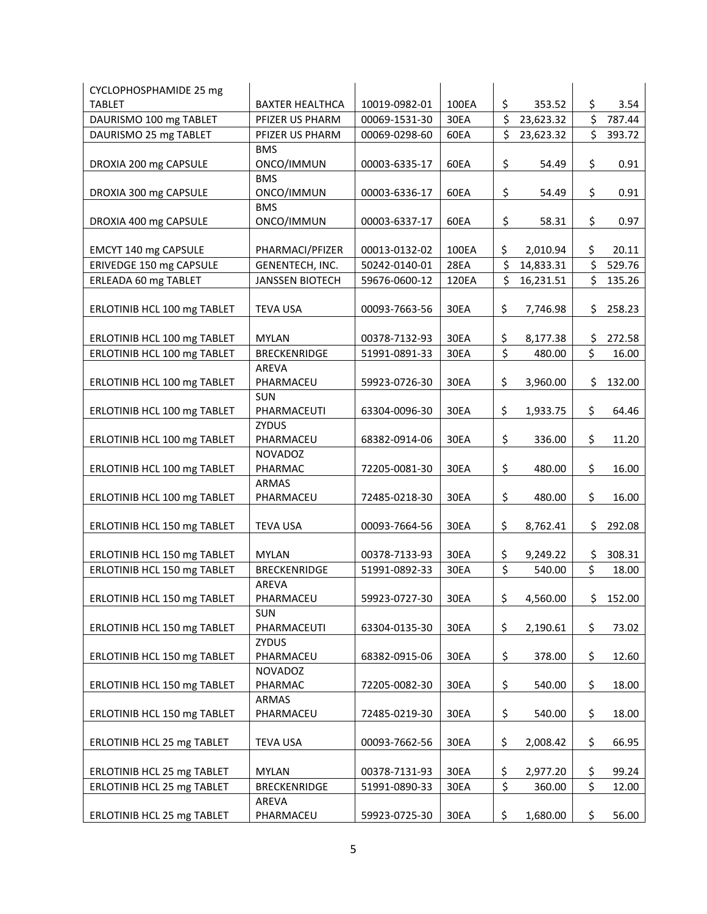| CYCLOPHOSPHAMIDE 25 mg TABLET | BAXTER HEALTHCA | 10019-0982-01 | 100EA | $ 353.52 | $ 3.54 |
|---|---|---|---|---|---|
| DAURISMO 100 mg TABLET | PFIZER US PHARM | 00069-1531-30 | 30EA | $ 23,623.32 | $ 787.44 |
| DAURISMO 25 mg TABLET | PFIZER US PHARM | 00069-0298-60 | 60EA | $ 23,623.32 | $ 393.72 |
| DROXIA 200 mg CAPSULE | BMS ONCO/IMMUN | 00003-6335-17 | 60EA | $ 54.49 | $ 0.91 |
| DROXIA 300 mg CAPSULE | BMS ONCO/IMMUN | 00003-6336-17 | 60EA | $ 54.49 | $ 0.91 |
| DROXIA 400 mg CAPSULE | BMS ONCO/IMMUN | 00003-6337-17 | 60EA | $ 58.31 | $ 0.97 |
| EMCYT 140 mg CAPSULE | PHARMACI/PFIZER | 00013-0132-02 | 100EA | $ 2,010.94 | $ 20.11 |
| ERIVEDGE 150 mg CAPSULE | GENENTECH, INC. | 50242-0140-01 | 28EA | $ 14,833.31 | $ 529.76 |
| ERLEADA 60 mg TABLET | JANSSEN BIOTECH | 59676-0600-12 | 120EA | $ 16,231.51 | $ 135.26 |
| ERLOTINIB HCL 100 mg TABLET | TEVA USA | 00093-7663-56 | 30EA | $ 7,746.98 | $ 258.23 |
| ERLOTINIB HCL 100 mg TABLET | MYLAN | 00378-7132-93 | 30EA | $ 8,177.38 | $ 272.58 |
| ERLOTINIB HCL 100 mg TABLET | BRECKENRIDGE | 51991-0891-33 | 30EA | $ 480.00 | $ 16.00 |
| ERLOTINIB HCL 100 mg TABLET | AREVA PHARMACEU | 59923-0726-30 | 30EA | $ 3,960.00 | $ 132.00 |
| ERLOTINIB HCL 100 mg TABLET | SUN PHARMACEUTI | 63304-0096-30 | 30EA | $ 1,933.75 | $ 64.46 |
| ERLOTINIB HCL 100 mg TABLET | ZYDUS PHARMACEU | 68382-0914-06 | 30EA | $ 336.00 | $ 11.20 |
| ERLOTINIB HCL 100 mg TABLET | NOVADOZ PHARMAC | 72205-0081-30 | 30EA | $ 480.00 | $ 16.00 |
| ERLOTINIB HCL 100 mg TABLET | ARMAS PHARMACEU | 72485-0218-30 | 30EA | $ 480.00 | $ 16.00 |
| ERLOTINIB HCL 150 mg TABLET | TEVA USA | 00093-7664-56 | 30EA | $ 8,762.41 | $ 292.08 |
| ERLOTINIB HCL 150 mg TABLET | MYLAN | 00378-7133-93 | 30EA | $ 9,249.22 | $ 308.31 |
| ERLOTINIB HCL 150 mg TABLET | BRECKENRIDGE | 51991-0892-33 | 30EA | $ 540.00 | $ 18.00 |
| ERLOTINIB HCL 150 mg TABLET | AREVA PHARMACEU | 59923-0727-30 | 30EA | $ 4,560.00 | $ 152.00 |
| ERLOTINIB HCL 150 mg TABLET | SUN PHARMACEUTI | 63304-0135-30 | 30EA | $ 2,190.61 | $ 73.02 |
| ERLOTINIB HCL 150 mg TABLET | ZYDUS PHARMACEU | 68382-0915-06 | 30EA | $ 378.00 | $ 12.60 |
| ERLOTINIB HCL 150 mg TABLET | NOVADOZ PHARMAC | 72205-0082-30 | 30EA | $ 540.00 | $ 18.00 |
| ERLOTINIB HCL 150 mg TABLET | ARMAS PHARMACEU | 72485-0219-30 | 30EA | $ 540.00 | $ 18.00 |
| ERLOTINIB HCL 25 mg TABLET | TEVA USA | 00093-7662-56 | 30EA | $ 2,008.42 | $ 66.95 |
| ERLOTINIB HCL 25 mg TABLET | MYLAN | 00378-7131-93 | 30EA | $ 2,977.20 | $ 99.24 |
| ERLOTINIB HCL 25 mg TABLET | BRECKENRIDGE | 51991-0890-33 | 30EA | $ 360.00 | $ 12.00 |
| ERLOTINIB HCL 25 mg TABLET | AREVA PHARMACEU | 59923-0725-30 | 30EA | $ 1,680.00 | $ 56.00 |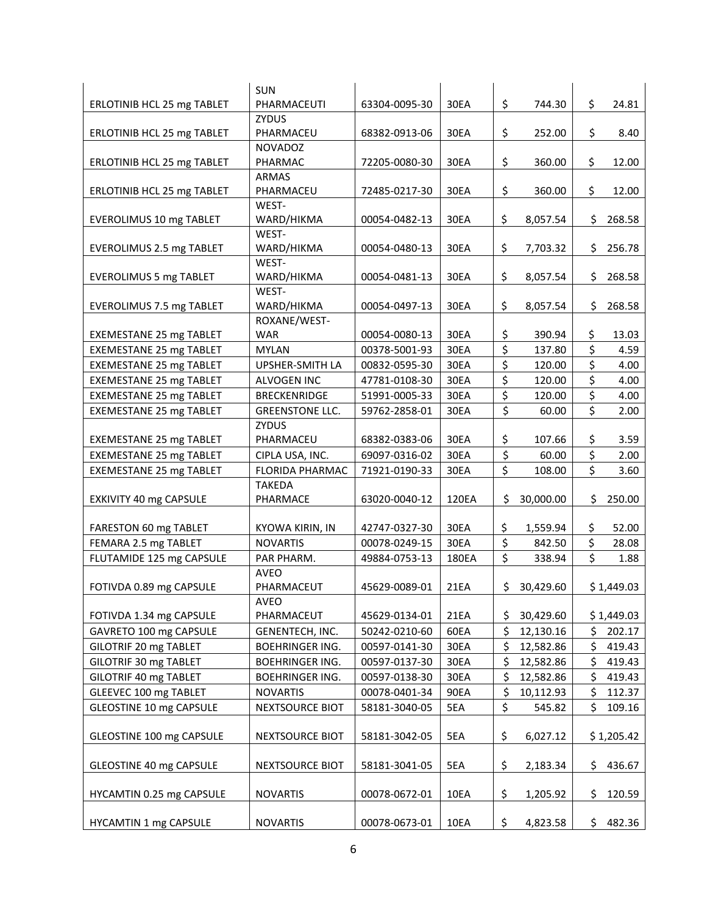| | | | | | |
|---|---|---|---|---|---|
| ERLOTINIB HCL 25 mg TABLET | SUN PHARMACEUTI | 63304-0095-30 | 30EA | $ 744.30 | $ 24.81 |
| ERLOTINIB HCL 25 mg TABLET | ZYDUS PHARMACEU | 68382-0913-06 | 30EA | $ 252.00 | $ 8.40 |
| ERLOTINIB HCL 25 mg TABLET | NOVADOZ PHARMAC | 72205-0080-30 | 30EA | $ 360.00 | $ 12.00 |
| ERLOTINIB HCL 25 mg TABLET | ARMAS PHARMACEU | 72485-0217-30 | 30EA | $ 360.00 | $ 12.00 |
| EVEROLIMUS 10 mg TABLET | WEST-WARD/HIKMA | 00054-0482-13 | 30EA | $ 8,057.54 | $ 268.58 |
| EVEROLIMUS 2.5 mg TABLET | WEST-WARD/HIKMA | 00054-0480-13 | 30EA | $ 7,703.32 | $ 256.78 |
| EVEROLIMUS 5 mg TABLET | WEST-WARD/HIKMA | 00054-0481-13 | 30EA | $ 8,057.54 | $ 268.58 |
| EVEROLIMUS 7.5 mg TABLET | WEST-WARD/HIKMA | 00054-0497-13 | 30EA | $ 8,057.54 | $ 268.58 |
| EXEMESTANE 25 mg TABLET | ROXANE/WEST-WAR | 00054-0080-13 | 30EA | $ 390.94 | $ 13.03 |
| EXEMESTANE 25 mg TABLET | MYLAN | 00378-5001-93 | 30EA | $ 137.80 | $ 4.59 |
| EXEMESTANE 25 mg TABLET | UPSHER-SMITH LA | 00832-0595-30 | 30EA | $ 120.00 | $ 4.00 |
| EXEMESTANE 25 mg TABLET | ALVOGEN INC | 47781-0108-30 | 30EA | $ 120.00 | $ 4.00 |
| EXEMESTANE 25 mg TABLET | BRECKENRIDGE | 51991-0005-33 | 30EA | $ 120.00 | $ 4.00 |
| EXEMESTANE 25 mg TABLET | GREENSTONE LLC. | 59762-2858-01 | 30EA | $ 60.00 | $ 2.00 |
| EXEMESTANE 25 mg TABLET | ZYDUS PHARMACEU | 68382-0383-06 | 30EA | $ 107.66 | $ 3.59 |
| EXEMESTANE 25 mg TABLET | CIPLA USA, INC. | 69097-0316-02 | 30EA | $ 60.00 | $ 2.00 |
| EXEMESTANE 25 mg TABLET | FLORIDA PHARMAC | 71921-0190-33 | 30EA | $ 108.00 | $ 3.60 |
| EXKIVITY 40 mg CAPSULE | TAKEDA PHARMACE | 63020-0040-12 | 120EA | $ 30,000.00 | $ 250.00 |
| FARESTON 60 mg TABLET | KYOWA KIRIN, IN | 42747-0327-30 | 30EA | $ 1,559.94 | $ 52.00 |
| FEMARA 2.5 mg TABLET | NOVARTIS | 00078-0249-15 | 30EA | $ 842.50 | $ 28.08 |
| FLUTAMIDE 125 mg CAPSULE | PAR PHARM. | 49884-0753-13 | 180EA | $ 338.94 | $ 1.88 |
| FOTIVDA 0.89 mg CAPSULE | AVEO PHARMACEUT | 45629-0089-01 | 21EA | $ 30,429.60 | $ 1,449.03 |
| FOTIVDA 1.34 mg CAPSULE | AVEO PHARMACEUT | 45629-0134-01 | 21EA | $ 30,429.60 | $ 1,449.03 |
| GAVRETO 100 mg CAPSULE | GENENTECH, INC. | 50242-0210-60 | 60EA | $ 12,130.16 | $ 202.17 |
| GILOTRIF 20 mg TABLET | BOEHRINGER ING. | 00597-0141-30 | 30EA | $ 12,582.86 | $ 419.43 |
| GILOTRIF 30 mg TABLET | BOEHRINGER ING. | 00597-0137-30 | 30EA | $ 12,582.86 | $ 419.43 |
| GILOTRIF 40 mg TABLET | BOEHRINGER ING. | 00597-0138-30 | 30EA | $ 12,582.86 | $ 419.43 |
| GLEEVEC 100 mg TABLET | NOVARTIS | 00078-0401-34 | 90EA | $ 10,112.93 | $ 112.37 |
| GLEOSTINE 10 mg CAPSULE | NEXTSOURCE BIOT | 58181-3040-05 | 5EA | $ 545.82 | $ 109.16 |
| GLEOSTINE 100 mg CAPSULE | NEXTSOURCE BIOT | 58181-3042-05 | 5EA | $ 6,027.12 | $ 1,205.42 |
| GLEOSTINE 40 mg CAPSULE | NEXTSOURCE BIOT | 58181-3041-05 | 5EA | $ 2,183.34 | $ 436.67 |
| HYCAMTIN 0.25 mg CAPSULE | NOVARTIS | 00078-0672-01 | 10EA | $ 1,205.92 | $ 120.59 |
| HYCAMTIN 1 mg CAPSULE | NOVARTIS | 00078-0673-01 | 10EA | $ 4,823.58 | $ 482.36 |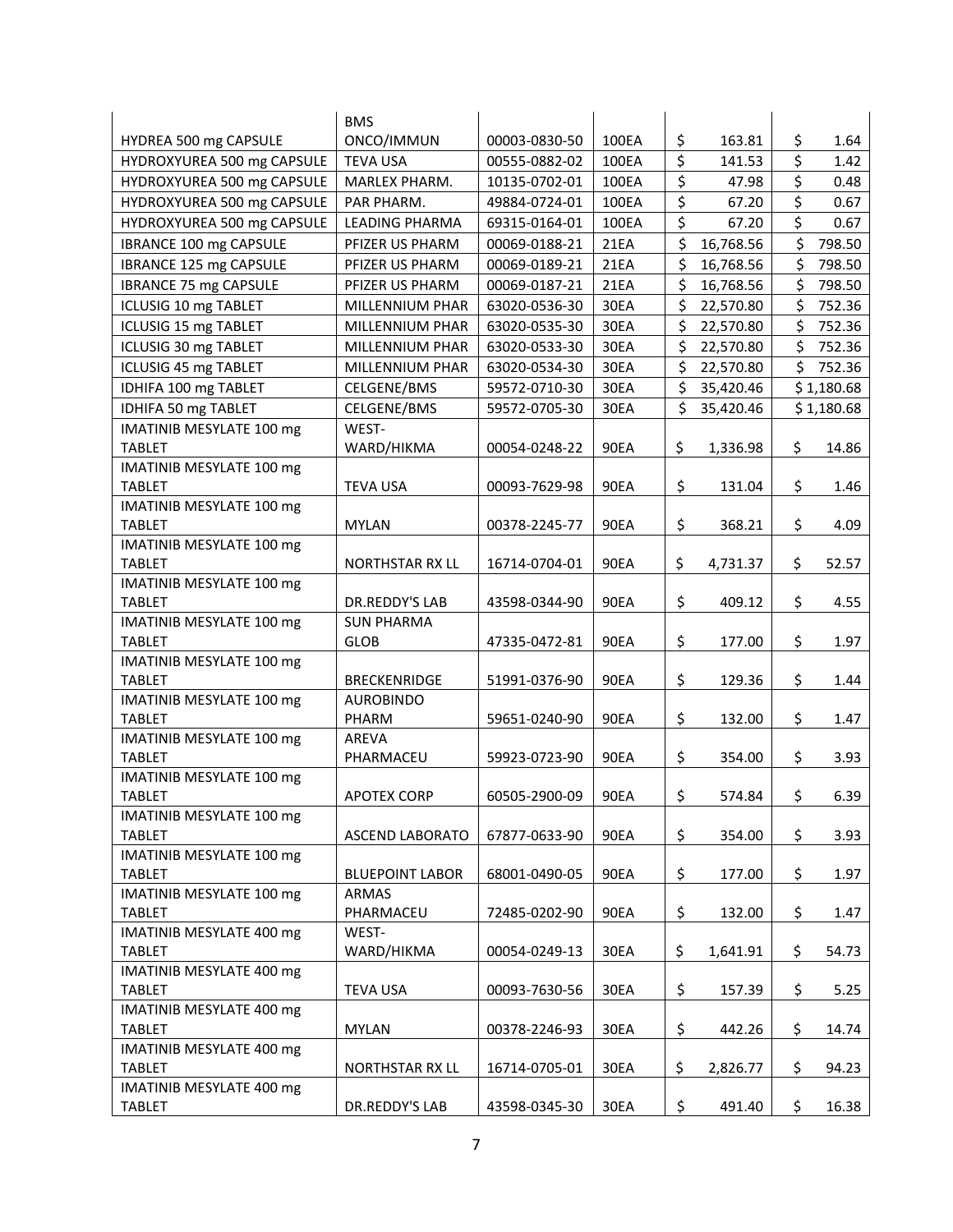| | | | | | |
|---|---|---|---|---|---|
| HYDREA 500 mg CAPSULE | BMS ONCO/IMMUN | 00003-0830-50 | 100EA | $ 163.81 | $ 1.64 |
| HYDROXYUREA 500 mg CAPSULE | TEVA USA | 00555-0882-02 | 100EA | $ 141.53 | $ 1.42 |
| HYDROXYUREA 500 mg CAPSULE | MARLEX PHARM. | 10135-0702-01 | 100EA | $ 47.98 | $ 0.48 |
| HYDROXYUREA 500 mg CAPSULE | PAR PHARM. | 49884-0724-01 | 100EA | $ 67.20 | $ 0.67 |
| HYDROXYUREA 500 mg CAPSULE | LEADING PHARMA | 69315-0164-01 | 100EA | $ 67.20 | $ 0.67 |
| IBRANCE 100 mg CAPSULE | PFIZER US PHARM | 00069-0188-21 | 21EA | $ 16,768.56 | $ 798.50 |
| IBRANCE 125 mg CAPSULE | PFIZER US PHARM | 00069-0189-21 | 21EA | $ 16,768.56 | $ 798.50 |
| IBRANCE 75 mg CAPSULE | PFIZER US PHARM | 00069-0187-21 | 21EA | $ 16,768.56 | $ 798.50 |
| ICLUSIG 10 mg TABLET | MILLENNIUM PHAR | 63020-0536-30 | 30EA | $ 22,570.80 | $ 752.36 |
| ICLUSIG 15 mg TABLET | MILLENNIUM PHAR | 63020-0535-30 | 30EA | $ 22,570.80 | $ 752.36 |
| ICLUSIG 30 mg TABLET | MILLENNIUM PHAR | 63020-0533-30 | 30EA | $ 22,570.80 | $ 752.36 |
| ICLUSIG 45 mg TABLET | MILLENNIUM PHAR | 63020-0534-30 | 30EA | $ 22,570.80 | $ 752.36 |
| IDHIFA 100 mg TABLET | CELGENE/BMS | 59572-0710-30 | 30EA | $ 35,420.46 | $ 1,180.68 |
| IDHIFA 50 mg TABLET | CELGENE/BMS | 59572-0705-30 | 30EA | $ 35,420.46 | $ 1,180.68 |
| IMATINIB MESYLATE 100 mg TABLET | WEST-WARD/HIKMA | 00054-0248-22 | 90EA | $ 1,336.98 | $ 14.86 |
| IMATINIB MESYLATE 100 mg TABLET | TEVA USA | 00093-7629-98 | 90EA | $ 131.04 | $ 1.46 |
| IMATINIB MESYLATE 100 mg TABLET | MYLAN | 00378-2245-77 | 90EA | $ 368.21 | $ 4.09 |
| IMATINIB MESYLATE 100 mg TABLET | NORTHSTAR RX LL | 16714-0704-01 | 90EA | $ 4,731.37 | $ 52.57 |
| IMATINIB MESYLATE 100 mg TABLET | DR.REDDY'S LAB | 43598-0344-90 | 90EA | $ 409.12 | $ 4.55 |
| IMATINIB MESYLATE 100 mg TABLET | SUN PHARMA GLOB | 47335-0472-81 | 90EA | $ 177.00 | $ 1.97 |
| IMATINIB MESYLATE 100 mg TABLET | BRECKENRIDGE | 51991-0376-90 | 90EA | $ 129.36 | $ 1.44 |
| IMATINIB MESYLATE 100 mg TABLET | AUROBINDO PHARM | 59651-0240-90 | 90EA | $ 132.00 | $ 1.47 |
| IMATINIB MESYLATE 100 mg TABLET | AREVA PHARMACEU | 59923-0723-90 | 90EA | $ 354.00 | $ 3.93 |
| IMATINIB MESYLATE 100 mg TABLET | APOTEX CORP | 60505-2900-09 | 90EA | $ 574.84 | $ 6.39 |
| IMATINIB MESYLATE 100 mg TABLET | ASCEND LABORATO | 67877-0633-90 | 90EA | $ 354.00 | $ 3.93 |
| IMATINIB MESYLATE 100 mg TABLET | BLUEPOINT LABOR | 68001-0490-05 | 90EA | $ 177.00 | $ 1.97 |
| IMATINIB MESYLATE 100 mg TABLET | ARMAS PHARMACEU | 72485-0202-90 | 90EA | $ 132.00 | $ 1.47 |
| IMATINIB MESYLATE 400 mg TABLET | WEST-WARD/HIKMA | 00054-0249-13 | 30EA | $ 1,641.91 | $ 54.73 |
| IMATINIB MESYLATE 400 mg TABLET | TEVA USA | 00093-7630-56 | 30EA | $ 157.39 | $ 5.25 |
| IMATINIB MESYLATE 400 mg TABLET | MYLAN | 00378-2246-93 | 30EA | $ 442.26 | $ 14.74 |
| IMATINIB MESYLATE 400 mg TABLET | NORTHSTAR RX LL | 16714-0705-01 | 30EA | $ 2,826.77 | $ 94.23 |
| IMATINIB MESYLATE 400 mg TABLET | DR.REDDY'S LAB | 43598-0345-30 | 30EA | $ 491.40 | $ 16.38 |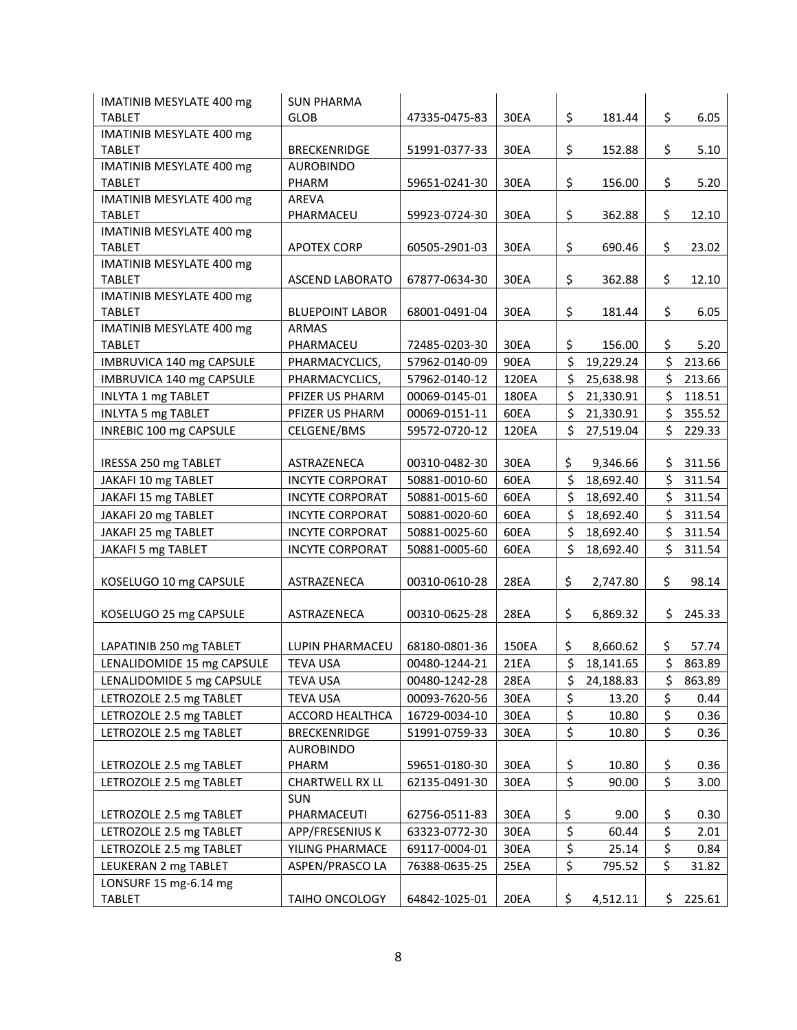| IMATINIB MESYLATE 400 mg TABLET | SUN PHARMA GLOB | 47335-0475-83 | 30EA | $ 181.44 | $ 6.05 |
|---|---|---|---|---|---|
| IMATINIB MESYLATE 400 mg TABLET | BRECKENRIDGE | 51991-0377-33 | 30EA | $ 152.88 | $ 5.10 |
| IMATINIB MESYLATE 400 mg TABLET | AUROBINDO PHARM | 59651-0241-30 | 30EA | $ 156.00 | $ 5.20 |
| IMATINIB MESYLATE 400 mg TABLET | AREVA PHARMACEU | 59923-0724-30 | 30EA | $ 362.88 | $ 12.10 |
| IMATINIB MESYLATE 400 mg TABLET | APOTEX CORP | 60505-2901-03 | 30EA | $ 690.46 | $ 23.02 |
| IMATINIB MESYLATE 400 mg TABLET | ASCEND LABORATO | 67877-0634-30 | 30EA | $ 362.88 | $ 12.10 |
| IMATINIB MESYLATE 400 mg TABLET | BLUEPOINT LABOR | 68001-0491-04 | 30EA | $ 181.44 | $ 6.05 |
| IMATINIB MESYLATE 400 mg TABLET | ARMAS PHARMACEU | 72485-0203-30 | 30EA | $ 156.00 | $ 5.20 |
| IMBRUVICA 140 mg CAPSULE | PHARMACYCLICS, | 57962-0140-09 | 90EA | $ 19,229.24 | $ 213.66 |
| IMBRUVICA 140 mg CAPSULE | PHARMACYCLICS, | 57962-0140-12 | 120EA | $ 25,638.98 | $ 213.66 |
| INLYTA 1 mg TABLET | PFIZER US PHARM | 00069-0145-01 | 180EA | $ 21,330.91 | $ 118.51 |
| INLYTA 5 mg TABLET | PFIZER US PHARM | 00069-0151-11 | 60EA | $ 21,330.91 | $ 355.52 |
| INREBIC 100 mg CAPSULE | CELGENE/BMS | 59572-0720-12 | 120EA | $ 27,519.04 | $ 229.33 |
| IRESSA 250 mg TABLET | ASTRAZENECA | 00310-0482-30 | 30EA | $ 9,346.66 | $ 311.56 |
| JAKAFI 10 mg TABLET | INCYTE CORPORAT | 50881-0010-60 | 60EA | $ 18,692.40 | $ 311.54 |
| JAKAFI 15 mg TABLET | INCYTE CORPORAT | 50881-0015-60 | 60EA | $ 18,692.40 | $ 311.54 |
| JAKAFI 20 mg TABLET | INCYTE CORPORAT | 50881-0020-60 | 60EA | $ 18,692.40 | $ 311.54 |
| JAKAFI 25 mg TABLET | INCYTE CORPORAT | 50881-0025-60 | 60EA | $ 18,692.40 | $ 311.54 |
| JAKAFI 5 mg TABLET | INCYTE CORPORAT | 50881-0005-60 | 60EA | $ 18,692.40 | $ 311.54 |
| KOSELUGO 10 mg CAPSULE | ASTRAZENECA | 00310-0610-28 | 28EA | $ 2,747.80 | $ 98.14 |
| KOSELUGO 25 mg CAPSULE | ASTRAZENECA | 00310-0625-28 | 28EA | $ 6,869.32 | $ 245.33 |
| LAPATINIB 250 mg TABLET | LUPIN PHARMACEU | 68180-0801-36 | 150EA | $ 8,660.62 | $ 57.74 |
| LENALIDOMIDE 15 mg CAPSULE | TEVA USA | 00480-1244-21 | 21EA | $ 18,141.65 | $ 863.89 |
| LENALIDOMIDE 5 mg CAPSULE | TEVA USA | 00480-1242-28 | 28EA | $ 24,188.83 | $ 863.89 |
| LETROZOLE 2.5 mg TABLET | TEVA USA | 00093-7620-56 | 30EA | $ 13.20 | $ 0.44 |
| LETROZOLE 2.5 mg TABLET | ACCORD HEALTHCA | 16729-0034-10 | 30EA | $ 10.80 | $ 0.36 |
| LETROZOLE 2.5 mg TABLET | BRECKENRIDGE | 51991-0759-33 | 30EA | $ 10.80 | $ 0.36 |
| LETROZOLE 2.5 mg TABLET | AUROBINDO PHARM | 59651-0180-30 | 30EA | $ 10.80 | $ 0.36 |
| LETROZOLE 2.5 mg TABLET | CHARTWELL RX LL | 62135-0491-30 | 30EA | $ 90.00 | $ 3.00 |
| LETROZOLE 2.5 mg TABLET | SUN PHARMACEUTI | 62756-0511-83 | 30EA | $ 9.00 | $ 0.30 |
| LETROZOLE 2.5 mg TABLET | APP/FRESENIUS K | 63323-0772-30 | 30EA | $ 60.44 | $ 2.01 |
| LETROZOLE 2.5 mg TABLET | YILING PHARMACE | 69117-0004-01 | 30EA | $ 25.14 | $ 0.84 |
| LEUKERAN 2 mg TABLET | ASPEN/PRASCO LA | 76388-0635-25 | 25EA | $ 795.52 | $ 31.82 |
| LONSURF 15 mg-6.14 mg TABLET | TAIHO ONCOLOGY | 64842-1025-01 | 20EA | $ 4,512.11 | $ 225.61 |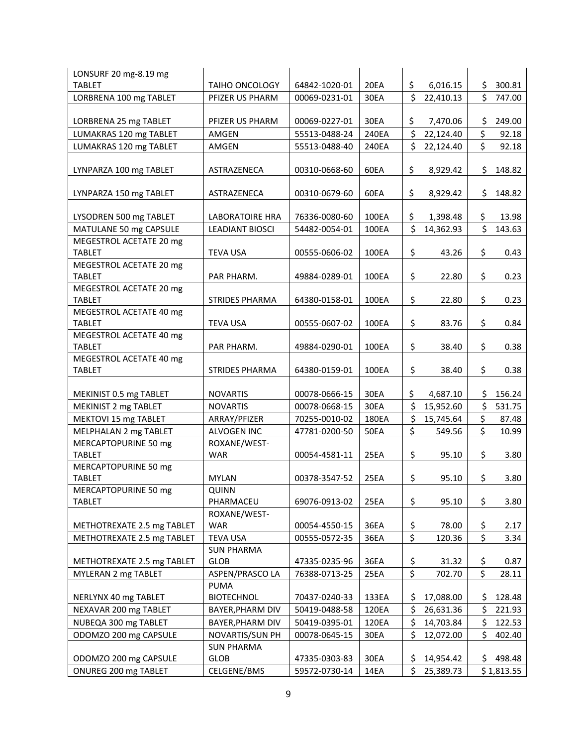| | | | | | |
|---|---|---|---|---|---|
| LONSURF 20 mg-8.19 mg TABLET | TAIHO ONCOLOGY | 64842-1020-01 | 20EA | $ 6,016.15 | $ 300.81 |
| LORBRENA 100 mg TABLET | PFIZER US PHARM | 00069-0231-01 | 30EA | $ 22,410.13 | $ 747.00 |
| LORBRENA 25 mg TABLET | PFIZER US PHARM | 00069-0227-01 | 30EA | $ 7,470.06 | $ 249.00 |
| LUMAKRAS 120 mg TABLET | AMGEN | 55513-0488-24 | 240EA | $ 22,124.40 | $ 92.18 |
| LUMAKRAS 120 mg TABLET | AMGEN | 55513-0488-40 | 240EA | $ 22,124.40 | $ 92.18 |
| LYNPARZA 100 mg TABLET | ASTRAZENECA | 00310-0668-60 | 60EA | $ 8,929.42 | $ 148.82 |
| LYNPARZA 150 mg TABLET | ASTRAZENECA | 00310-0679-60 | 60EA | $ 8,929.42 | $ 148.82 |
| LYSODREN 500 mg TABLET | LABORATOIRE HRA | 76336-0080-60 | 100EA | $ 1,398.48 | $ 13.98 |
| MATULANE 50 mg CAPSULE | LEADIANT BIOSCI | 54482-0054-01 | 100EA | $ 14,362.93 | $ 143.63 |
| MEGESTROL ACETATE 20 mg TABLET | TEVA USA | 00555-0606-02 | 100EA | $ 43.26 | $ 0.43 |
| MEGESTROL ACETATE 20 mg TABLET | PAR PHARM. | 49884-0289-01 | 100EA | $ 22.80 | $ 0.23 |
| MEGESTROL ACETATE 20 mg TABLET | STRIDES PHARMA | 64380-0158-01 | 100EA | $ 22.80 | $ 0.23 |
| MEGESTROL ACETATE 40 mg TABLET | TEVA USA | 00555-0607-02 | 100EA | $ 83.76 | $ 0.84 |
| MEGESTROL ACETATE 40 mg TABLET | PAR PHARM. | 49884-0290-01 | 100EA | $ 38.40 | $ 0.38 |
| MEGESTROL ACETATE 40 mg TABLET | STRIDES PHARMA | 64380-0159-01 | 100EA | $ 38.40 | $ 0.38 |
| MEKINIST 0.5 mg TABLET | NOVARTIS | 00078-0666-15 | 30EA | $ 4,687.10 | $ 156.24 |
| MEKINIST 2 mg TABLET | NOVARTIS | 00078-0668-15 | 30EA | $ 15,952.60 | $ 531.75 |
| MEKTOVI 15 mg TABLET | ARRAY/PFIZER | 70255-0010-02 | 180EA | $ 15,745.64 | $ 87.48 |
| MELPHALAN 2 mg TABLET | ALVOGEN INC | 47781-0200-50 | 50EA | $ 549.56 | $ 10.99 |
| MERCAPTOPURINE 50 mg TABLET | ROXANE/WEST-WAR | 00054-4581-11 | 25EA | $ 95.10 | $ 3.80 |
| MERCAPTOPURINE 50 mg TABLET | MYLAN | 00378-3547-52 | 25EA | $ 95.10 | $ 3.80 |
| MERCAPTOPURINE 50 mg TABLET | QUINN PHARMACEU | 69076-0913-02 | 25EA | $ 95.10 | $ 3.80 |
| METHOTREXATE 2.5 mg TABLET | ROXANE/WEST-WAR | 00054-4550-15 | 36EA | $ 78.00 | $ 2.17 |
| METHOTREXATE 2.5 mg TABLET | TEVA USA | 00555-0572-35 | 36EA | $ 120.36 | $ 3.34 |
| METHOTREXATE 2.5 mg TABLET | SUN PHARMA GLOB | 47335-0235-96 | 36EA | $ 31.32 | $ 0.87 |
| MYLERAN 2 mg TABLET | ASPEN/PRASCO LA | 76388-0713-25 | 25EA | $ 702.70 | $ 28.11 |
| NERLYNX 40 mg TABLET | PUMA BIOTECHNOL | 70437-0240-33 | 133EA | $ 17,088.00 | $ 128.48 |
| NEXAVAR 200 mg TABLET | BAYER,PHARM DIV | 50419-0488-58 | 120EA | $ 26,631.36 | $ 221.93 |
| NUBEQA 300 mg TABLET | BAYER,PHARM DIV | 50419-0395-01 | 120EA | $ 14,703.84 | $ 122.53 |
| ODOMZO 200 mg CAPSULE | NOVARTIS/SUN PH | 00078-0645-15 | 30EA | $ 12,072.00 | $ 402.40 |
| ODOMZO 200 mg CAPSULE | SUN PHARMA GLOB | 47335-0303-83 | 30EA | $ 14,954.42 | $ 498.48 |
| ONUREG 200 mg TABLET | CELGENE/BMS | 59572-0730-14 | 14EA | $ 25,389.73 | $ 1,813.55 |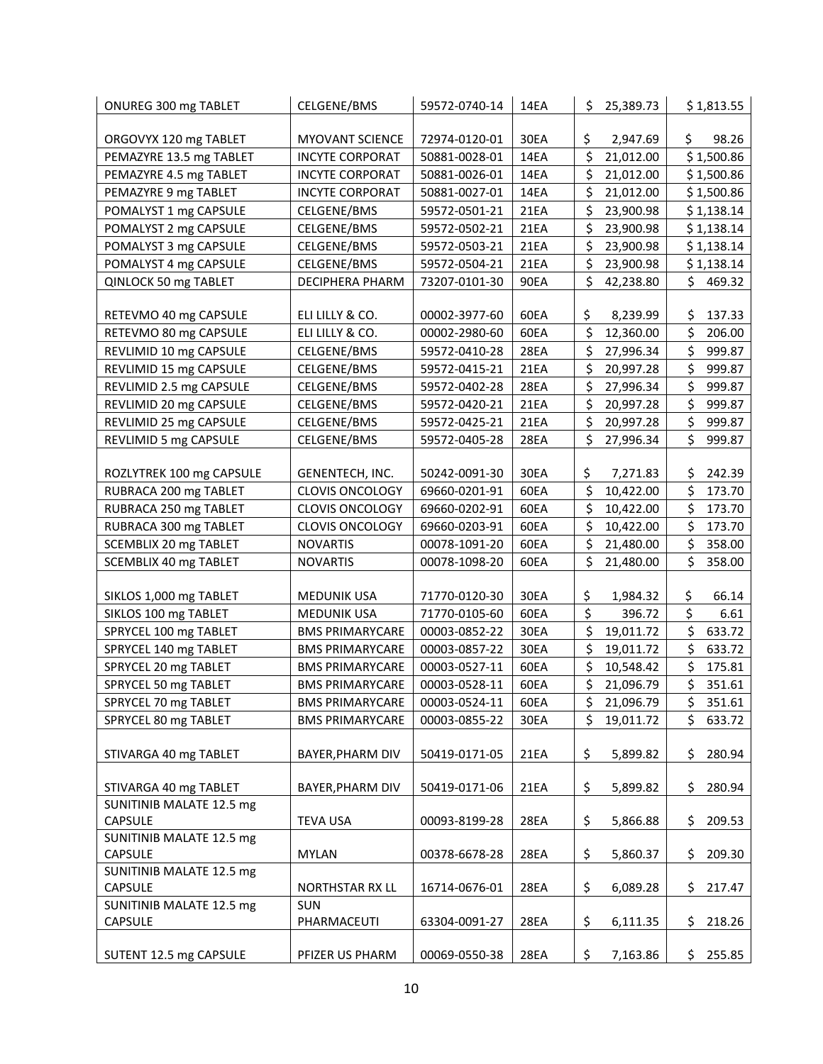| | | | | | |
|---|---|---|---|---|---|
| ONUREG 300 mg TABLET | CELGENE/BMS | 59572-0740-14 | 14EA | $ 25,389.73 | $ 1,813.55 |
| ORGOVYX 120 mg TABLET | MYOVANT SCIENCE | 72974-0120-01 | 30EA | $ 2,947.69 | $ 98.26 |
| PEMAZYRE 13.5 mg TABLET | INCYTE CORPORAT | 50881-0028-01 | 14EA | $ 21,012.00 | $ 1,500.86 |
| PEMAZYRE 4.5 mg TABLET | INCYTE CORPORAT | 50881-0026-01 | 14EA | $ 21,012.00 | $ 1,500.86 |
| PEMAZYRE 9 mg TABLET | INCYTE CORPORAT | 50881-0027-01 | 14EA | $ 21,012.00 | $ 1,500.86 |
| POMALYST 1 mg CAPSULE | CELGENE/BMS | 59572-0501-21 | 21EA | $ 23,900.98 | $ 1,138.14 |
| POMALYST 2 mg CAPSULE | CELGENE/BMS | 59572-0502-21 | 21EA | $ 23,900.98 | $ 1,138.14 |
| POMALYST 3 mg CAPSULE | CELGENE/BMS | 59572-0503-21 | 21EA | $ 23,900.98 | $ 1,138.14 |
| POMALYST 4 mg CAPSULE | CELGENE/BMS | 59572-0504-21 | 21EA | $ 23,900.98 | $ 1,138.14 |
| QINLOCK 50 mg TABLET | DECIPHERA PHARM | 73207-0101-30 | 90EA | $ 42,238.80 | $ 469.32 |
| RETEVMO 40 mg CAPSULE | ELI LILLY & CO. | 00002-3977-60 | 60EA | $ 8,239.99 | $ 137.33 |
| RETEVMO 80 mg CAPSULE | ELI LILLY & CO. | 00002-2980-60 | 60EA | $ 12,360.00 | $ 206.00 |
| REVLIMID 10 mg CAPSULE | CELGENE/BMS | 59572-0410-28 | 28EA | $ 27,996.34 | $ 999.87 |
| REVLIMID 15 mg CAPSULE | CELGENE/BMS | 59572-0415-21 | 21EA | $ 20,997.28 | $ 999.87 |
| REVLIMID 2.5 mg CAPSULE | CELGENE/BMS | 59572-0402-28 | 28EA | $ 27,996.34 | $ 999.87 |
| REVLIMID 20 mg CAPSULE | CELGENE/BMS | 59572-0420-21 | 21EA | $ 20,997.28 | $ 999.87 |
| REVLIMID 25 mg CAPSULE | CELGENE/BMS | 59572-0425-21 | 21EA | $ 20,997.28 | $ 999.87 |
| REVLIMID 5 mg CAPSULE | CELGENE/BMS | 59572-0405-28 | 28EA | $ 27,996.34 | $ 999.87 |
| ROZLYTREK 100 mg CAPSULE | GENENTECH, INC. | 50242-0091-30 | 30EA | $ 7,271.83 | $ 242.39 |
| RUBRACA 200 mg TABLET | CLOVIS ONCOLOGY | 69660-0201-91 | 60EA | $ 10,422.00 | $ 173.70 |
| RUBRACA 250 mg TABLET | CLOVIS ONCOLOGY | 69660-0202-91 | 60EA | $ 10,422.00 | $ 173.70 |
| RUBRACA 300 mg TABLET | CLOVIS ONCOLOGY | 69660-0203-91 | 60EA | $ 10,422.00 | $ 173.70 |
| SCEMBLIX 20 mg TABLET | NOVARTIS | 00078-1091-20 | 60EA | $ 21,480.00 | $ 358.00 |
| SCEMBLIX 40 mg TABLET | NOVARTIS | 00078-1098-20 | 60EA | $ 21,480.00 | $ 358.00 |
| SIKLOS 1,000 mg TABLET | MEDUNIK USA | 71770-0120-30 | 30EA | $ 1,984.32 | $ 66.14 |
| SIKLOS 100 mg TABLET | MEDUNIK USA | 71770-0105-60 | 60EA | $ 396.72 | $ 6.61 |
| SPRYCEL 100 mg TABLET | BMS PRIMARYCARE | 00003-0852-22 | 30EA | $ 19,011.72 | $ 633.72 |
| SPRYCEL 140 mg TABLET | BMS PRIMARYCARE | 00003-0857-22 | 30EA | $ 19,011.72 | $ 633.72 |
| SPRYCEL 20 mg TABLET | BMS PRIMARYCARE | 00003-0527-11 | 60EA | $ 10,548.42 | $ 175.81 |
| SPRYCEL 50 mg TABLET | BMS PRIMARYCARE | 00003-0528-11 | 60EA | $ 21,096.79 | $ 351.61 |
| SPRYCEL 70 mg TABLET | BMS PRIMARYCARE | 00003-0524-11 | 60EA | $ 21,096.79 | $ 351.61 |
| SPRYCEL 80 mg TABLET | BMS PRIMARYCARE | 00003-0855-22 | 30EA | $ 19,011.72 | $ 633.72 |
| STIVARGA 40 mg TABLET | BAYER,PHARM DIV | 50419-0171-05 | 21EA | $ 5,899.82 | $ 280.94 |
| STIVARGA 40 mg TABLET | BAYER,PHARM DIV | 50419-0171-06 | 21EA | $ 5,899.82 | $ 280.94 |
| SUNITINIB MALATE 12.5 mg CAPSULE | TEVA USA | 00093-8199-28 | 28EA | $ 5,866.88 | $ 209.53 |
| SUNITINIB MALATE 12.5 mg CAPSULE | MYLAN | 00378-6678-28 | 28EA | $ 5,860.37 | $ 209.30 |
| SUNITINIB MALATE 12.5 mg CAPSULE | NORTHSTAR RX LL | 16714-0676-01 | 28EA | $ 6,089.28 | $ 217.47 |
| SUNITINIB MALATE 12.5 mg CAPSULE | SUN PHARMACEUTI | 63304-0091-27 | 28EA | $ 6,111.35 | $ 218.26 |
| SUTENT 12.5 mg CAPSULE | PFIZER US PHARM | 00069-0550-38 | 28EA | $ 7,163.86 | $ 255.85 |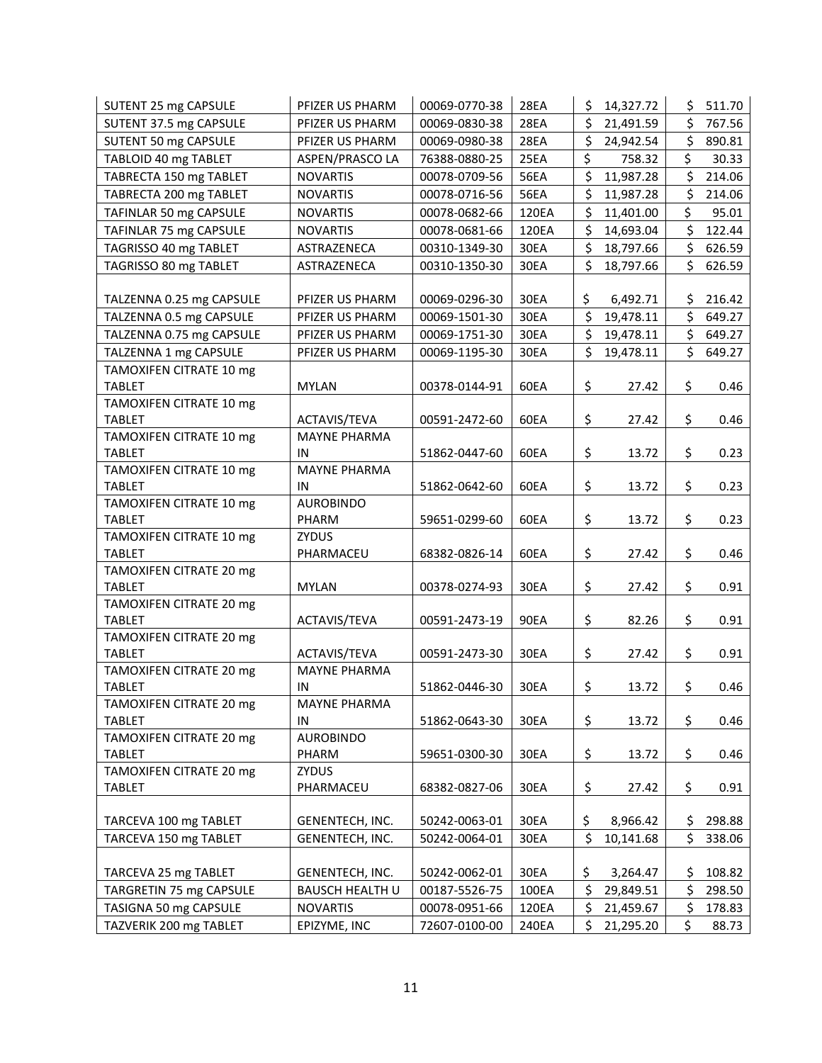| | | | | | |
|---|---|---|---|---|---|
| SUTENT 25 mg CAPSULE | PFIZER US PHARM | 00069-0770-38 | 28EA | $ 14,327.72 | $ 511.70 |
| SUTENT 37.5 mg CAPSULE | PFIZER US PHARM | 00069-0830-38 | 28EA | $ 21,491.59 | $ 767.56 |
| SUTENT 50 mg CAPSULE | PFIZER US PHARM | 00069-0980-38 | 28EA | $ 24,942.54 | $ 890.81 |
| TABLOID 40 mg TABLET | ASPEN/PRASCO LA | 76388-0880-25 | 25EA | $ 758.32 | $ 30.33 |
| TABRECTA 150 mg TABLET | NOVARTIS | 00078-0709-56 | 56EA | $ 11,987.28 | $ 214.06 |
| TABRECTA 200 mg TABLET | NOVARTIS | 00078-0716-56 | 56EA | $ 11,987.28 | $ 214.06 |
| TAFINLAR 50 mg CAPSULE | NOVARTIS | 00078-0682-66 | 120EA | $ 11,401.00 | $ 95.01 |
| TAFINLAR 75 mg CAPSULE | NOVARTIS | 00078-0681-66 | 120EA | $ 14,693.04 | $ 122.44 |
| TAGRISSO 40 mg TABLET | ASTRAZENECA | 00310-1349-30 | 30EA | $ 18,797.66 | $ 626.59 |
| TAGRISSO 80 mg TABLET | ASTRAZENECA | 00310-1350-30 | 30EA | $ 18,797.66 | $ 626.59 |
| TALZENNA 0.25 mg CAPSULE | PFIZER US PHARM | 00069-0296-30 | 30EA | $ 6,492.71 | $ 216.42 |
| TALZENNA 0.5 mg CAPSULE | PFIZER US PHARM | 00069-1501-30 | 30EA | $ 19,478.11 | $ 649.27 |
| TALZENNA 0.75 mg CAPSULE | PFIZER US PHARM | 00069-1751-30 | 30EA | $ 19,478.11 | $ 649.27 |
| TALZENNA 1 mg CAPSULE | PFIZER US PHARM | 00069-1195-30 | 30EA | $ 19,478.11 | $ 649.27 |
| TAMOXIFEN CITRATE 10 mg TABLET | MYLAN | 00378-0144-91 | 60EA | $ 27.42 | $ 0.46 |
| TAMOXIFEN CITRATE 10 mg TABLET | ACTAVIS/TEVA | 00591-2472-60 | 60EA | $ 27.42 | $ 0.46 |
| TAMOXIFEN CITRATE 10 mg TABLET | MAYNE PHARMA IN | 51862-0447-60 | 60EA | $ 13.72 | $ 0.23 |
| TAMOXIFEN CITRATE 10 mg TABLET | MAYNE PHARMA IN | 51862-0642-60 | 60EA | $ 13.72 | $ 0.23 |
| TAMOXIFEN CITRATE 10 mg TABLET | AUROBINDO PHARM | 59651-0299-60 | 60EA | $ 13.72 | $ 0.23 |
| TAMOXIFEN CITRATE 10 mg TABLET | ZYDUS PHARMACEU | 68382-0826-14 | 60EA | $ 27.42 | $ 0.46 |
| TAMOXIFEN CITRATE 20 mg TABLET | MYLAN | 00378-0274-93 | 30EA | $ 27.42 | $ 0.91 |
| TAMOXIFEN CITRATE 20 mg TABLET | ACTAVIS/TEVA | 00591-2473-19 | 90EA | $ 82.26 | $ 0.91 |
| TAMOXIFEN CITRATE 20 mg TABLET | ACTAVIS/TEVA | 00591-2473-30 | 30EA | $ 27.42 | $ 0.91 |
| TAMOXIFEN CITRATE 20 mg TABLET | MAYNE PHARMA IN | 51862-0446-30 | 30EA | $ 13.72 | $ 0.46 |
| TAMOXIFEN CITRATE 20 mg TABLET | MAYNE PHARMA IN | 51862-0643-30 | 30EA | $ 13.72 | $ 0.46 |
| TAMOXIFEN CITRATE 20 mg TABLET | AUROBINDO PHARM | 59651-0300-30 | 30EA | $ 13.72 | $ 0.46 |
| TAMOXIFEN CITRATE 20 mg TABLET | ZYDUS PHARMACEU | 68382-0827-06 | 30EA | $ 27.42 | $ 0.91 |
| TARCEVA 100 mg TABLET | GENENTECH, INC. | 50242-0063-01 | 30EA | $ 8,966.42 | $ 298.88 |
| TARCEVA 150 mg TABLET | GENENTECH, INC. | 50242-0064-01 | 30EA | $ 10,141.68 | $ 338.06 |
| TARCEVA 25 mg TABLET | GENENTECH, INC. | 50242-0062-01 | 30EA | $ 3,264.47 | $ 108.82 |
| TARGRETIN 75 mg CAPSULE | BAUSCH HEALTH U | 00187-5526-75 | 100EA | $ 29,849.51 | $ 298.50 |
| TASIGNA 50 mg CAPSULE | NOVARTIS | 00078-0951-66 | 120EA | $ 21,459.67 | $ 178.83 |
| TAZVERIK 200 mg TABLET | EPIZYME, INC | 72607-0100-00 | 240EA | $ 21,295.20 | $ 88.73 |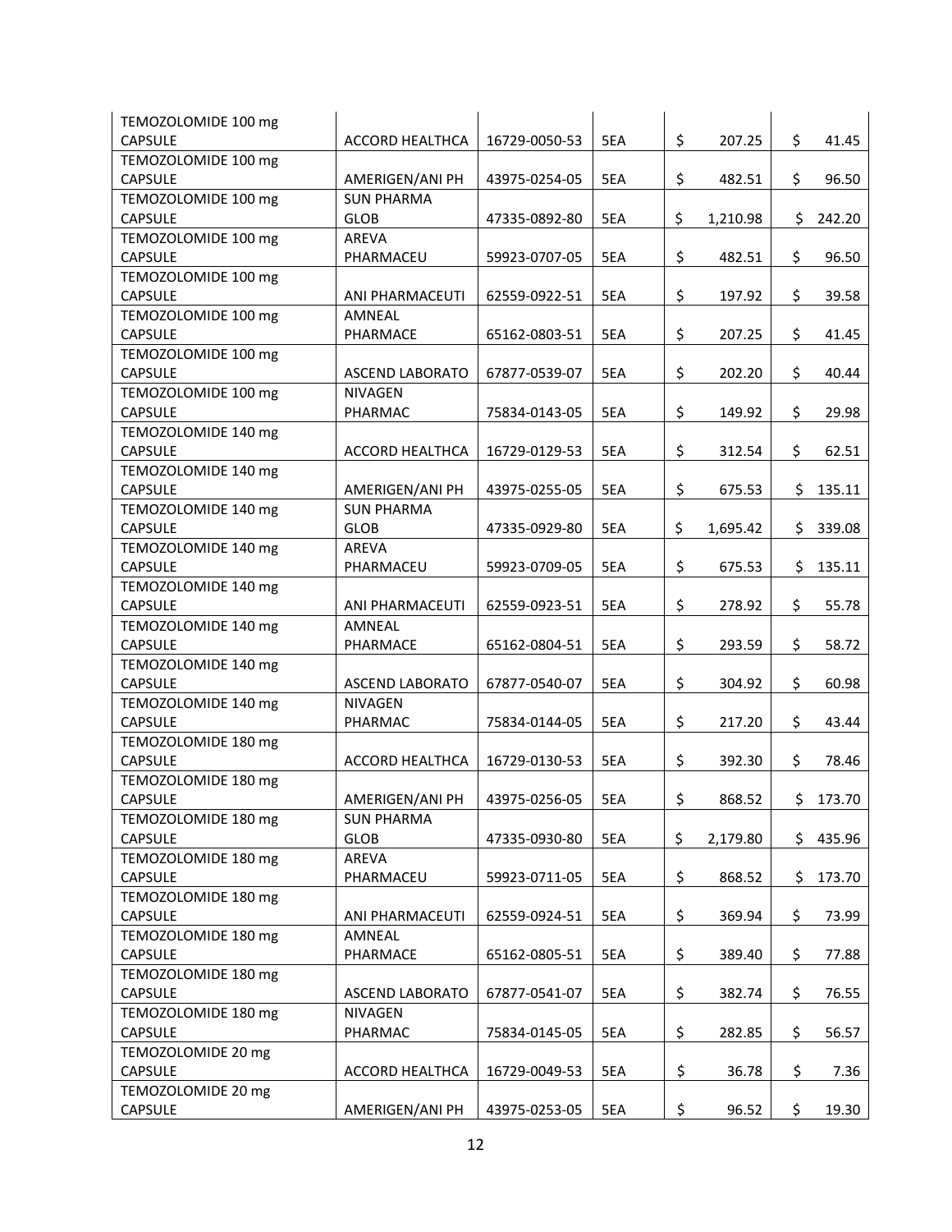| | | | | | |
|---|---|---|---|---|---|
| TEMOZOLOMIDE 100 mg CAPSULE | ACCORD HEALTHCA | 16729-0050-53 | 5EA | $ 207.25 | $ 41.45 |
| TEMOZOLOMIDE 100 mg CAPSULE | AMERIGEN/ANI PH | 43975-0254-05 | 5EA | $ 482.51 | $ 96.50 |
| TEMOZOLOMIDE 100 mg CAPSULE | SUN PHARMA GLOB | 47335-0892-80 | 5EA | $ 1,210.98 | $ 242.20 |
| TEMOZOLOMIDE 100 mg CAPSULE | AREVA PHARMACEU | 59923-0707-05 | 5EA | $ 482.51 | $ 96.50 |
| TEMOZOLOMIDE 100 mg CAPSULE | ANI PHARMACEUTI | 62559-0922-51 | 5EA | $ 197.92 | $ 39.58 |
| TEMOZOLOMIDE 100 mg CAPSULE | AMNEAL PHARMACE | 65162-0803-51 | 5EA | $ 207.25 | $ 41.45 |
| TEMOZOLOMIDE 100 mg CAPSULE | ASCEND LABORATO | 67877-0539-07 | 5EA | $ 202.20 | $ 40.44 |
| TEMOZOLOMIDE 100 mg CAPSULE | NIVAGEN PHARMAC | 75834-0143-05 | 5EA | $ 149.92 | $ 29.98 |
| TEMOZOLOMIDE 140 mg CAPSULE | ACCORD HEALTHCA | 16729-0129-53 | 5EA | $ 312.54 | $ 62.51 |
| TEMOZOLOMIDE 140 mg CAPSULE | AMERIGEN/ANI PH | 43975-0255-05 | 5EA | $ 675.53 | $ 135.11 |
| TEMOZOLOMIDE 140 mg CAPSULE | SUN PHARMA GLOB | 47335-0929-80 | 5EA | $ 1,695.42 | $ 339.08 |
| TEMOZOLOMIDE 140 mg CAPSULE | AREVA PHARMACEU | 59923-0709-05 | 5EA | $ 675.53 | $ 135.11 |
| TEMOZOLOMIDE 140 mg CAPSULE | ANI PHARMACEUTI | 62559-0923-51 | 5EA | $ 278.92 | $ 55.78 |
| TEMOZOLOMIDE 140 mg CAPSULE | AMNEAL PHARMACE | 65162-0804-51 | 5EA | $ 293.59 | $ 58.72 |
| TEMOZOLOMIDE 140 mg CAPSULE | ASCEND LABORATO | 67877-0540-07 | 5EA | $ 304.92 | $ 60.98 |
| TEMOZOLOMIDE 140 mg CAPSULE | NIVAGEN PHARMAC | 75834-0144-05 | 5EA | $ 217.20 | $ 43.44 |
| TEMOZOLOMIDE 180 mg CAPSULE | ACCORD HEALTHCA | 16729-0130-53 | 5EA | $ 392.30 | $ 78.46 |
| TEMOZOLOMIDE 180 mg CAPSULE | AMERIGEN/ANI PH | 43975-0256-05 | 5EA | $ 868.52 | $ 173.70 |
| TEMOZOLOMIDE 180 mg CAPSULE | SUN PHARMA GLOB | 47335-0930-80 | 5EA | $ 2,179.80 | $ 435.96 |
| TEMOZOLOMIDE 180 mg CAPSULE | AREVA PHARMACEU | 59923-0711-05 | 5EA | $ 868.52 | $ 173.70 |
| TEMOZOLOMIDE 180 mg CAPSULE | ANI PHARMACEUTI | 62559-0924-51 | 5EA | $ 369.94 | $ 73.99 |
| TEMOZOLOMIDE 180 mg CAPSULE | AMNEAL PHARMACE | 65162-0805-51 | 5EA | $ 389.40 | $ 77.88 |
| TEMOZOLOMIDE 180 mg CAPSULE | ASCEND LABORATO | 67877-0541-07 | 5EA | $ 382.74 | $ 76.55 |
| TEMOZOLOMIDE 180 mg CAPSULE | NIVAGEN PHARMAC | 75834-0145-05 | 5EA | $ 282.85 | $ 56.57 |
| TEMOZOLOMIDE 20 mg CAPSULE | ACCORD HEALTHCA | 16729-0049-53 | 5EA | $ 36.78 | $ 7.36 |
| TEMOZOLOMIDE 20 mg CAPSULE | AMERIGEN/ANI PH | 43975-0253-05 | 5EA | $ 96.52 | $ 19.30 |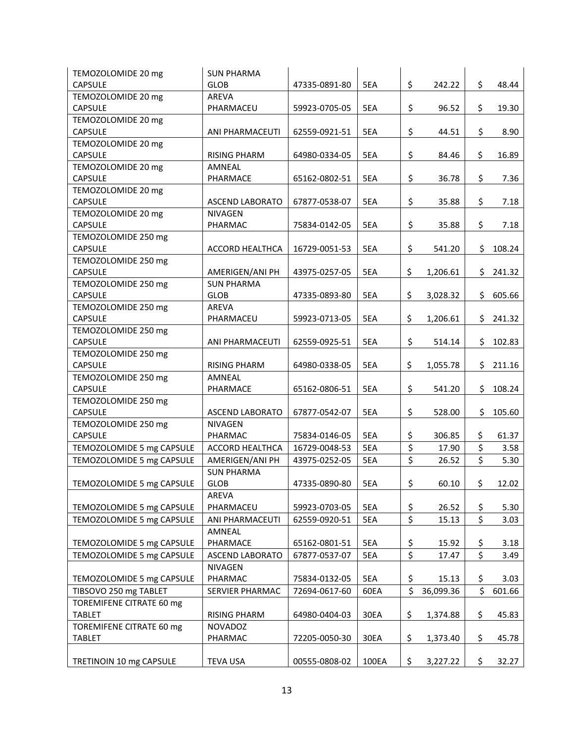| | | | | | |
|---|---|---|---|---|---|
| TEMOZOLOMIDE 20 mg CAPSULE | SUN PHARMA GLOB | 47335-0891-80 | 5EA | $ 242.22 | $ 48.44 |
| TEMOZOLOMIDE 20 mg CAPSULE | AREVA PHARMACEU | 59923-0705-05 | 5EA | $ 96.52 | $ 19.30 |
| TEMOZOLOMIDE 20 mg CAPSULE | ANI PHARMACEUTI | 62559-0921-51 | 5EA | $ 44.51 | $ 8.90 |
| TEMOZOLOMIDE 20 mg CAPSULE | RISING PHARM | 64980-0334-05 | 5EA | $ 84.46 | $ 16.89 |
| TEMOZOLOMIDE 20 mg CAPSULE | AMNEAL PHARMACE | 65162-0802-51 | 5EA | $ 36.78 | $ 7.36 |
| TEMOZOLOMIDE 20 mg CAPSULE | ASCEND LABORATO | 67877-0538-07 | 5EA | $ 35.88 | $ 7.18 |
| TEMOZOLOMIDE 20 mg CAPSULE | NIVAGEN PHARMAC | 75834-0142-05 | 5EA | $ 35.88 | $ 7.18 |
| TEMOZOLOMIDE 250 mg CAPSULE | ACCORD HEALTHCA | 16729-0051-53 | 5EA | $ 541.20 | $ 108.24 |
| TEMOZOLOMIDE 250 mg CAPSULE | AMERIGEN/ANI PH | 43975-0257-05 | 5EA | $ 1,206.61 | $ 241.32 |
| TEMOZOLOMIDE 250 mg CAPSULE | SUN PHARMA GLOB | 47335-0893-80 | 5EA | $ 3,028.32 | $ 605.66 |
| TEMOZOLOMIDE 250 mg CAPSULE | AREVA PHARMACEU | 59923-0713-05 | 5EA | $ 1,206.61 | $ 241.32 |
| TEMOZOLOMIDE 250 mg CAPSULE | ANI PHARMACEUTI | 62559-0925-51 | 5EA | $ 514.14 | $ 102.83 |
| TEMOZOLOMIDE 250 mg CAPSULE | RISING PHARM | 64980-0338-05 | 5EA | $ 1,055.78 | $ 211.16 |
| TEMOZOLOMIDE 250 mg CAPSULE | AMNEAL PHARMACE | 65162-0806-51 | 5EA | $ 541.20 | $ 108.24 |
| TEMOZOLOMIDE 250 mg CAPSULE | ASCEND LABORATO | 67877-0542-07 | 5EA | $ 528.00 | $ 105.60 |
| TEMOZOLOMIDE 250 mg CAPSULE | NIVAGEN PHARMAC | 75834-0146-05 | 5EA | $ 306.85 | $ 61.37 |
| TEMOZOLOMIDE 5 mg CAPSULE | ACCORD HEALTHCA | 16729-0048-53 | 5EA | $ 17.90 | $ 3.58 |
| TEMOZOLOMIDE 5 mg CAPSULE | AMERIGEN/ANI PH | 43975-0252-05 | 5EA | $ 26.52 | $ 5.30 |
| TEMOZOLOMIDE 5 mg CAPSULE | SUN PHARMA GLOB | 47335-0890-80 | 5EA | $ 60.10 | $ 12.02 |
| TEMOZOLOMIDE 5 mg CAPSULE | AREVA PHARMACEU | 59923-0703-05 | 5EA | $ 26.52 | $ 5.30 |
| TEMOZOLOMIDE 5 mg CAPSULE | ANI PHARMACEUTI | 62559-0920-51 | 5EA | $ 15.13 | $ 3.03 |
| TEMOZOLOMIDE 5 mg CAPSULE | AMNEAL PHARMACE | 65162-0801-51 | 5EA | $ 15.92 | $ 3.18 |
| TEMOZOLOMIDE 5 mg CAPSULE | ASCEND LABORATO | 67877-0537-07 | 5EA | $ 17.47 | $ 3.49 |
| TEMOZOLOMIDE 5 mg CAPSULE | NIVAGEN PHARMAC | 75834-0132-05 | 5EA | $ 15.13 | $ 3.03 |
| TIBSOVO 250 mg TABLET | SERVIER PHARMAC | 72694-0617-60 | 60EA | $ 36,099.36 | $ 601.66 |
| TOREMIFENE CITRATE 60 mg TABLET | RISING PHARM | 64980-0404-03 | 30EA | $ 1,374.88 | $ 45.83 |
| TOREMIFENE CITRATE 60 mg TABLET | NOVADOZ PHARMAC | 72205-0050-30 | 30EA | $ 1,373.40 | $ 45.78 |
| TRETINOIN 10 mg CAPSULE | TEVA USA | 00555-0808-02 | 100EA | $ 3,227.22 | $ 32.27 |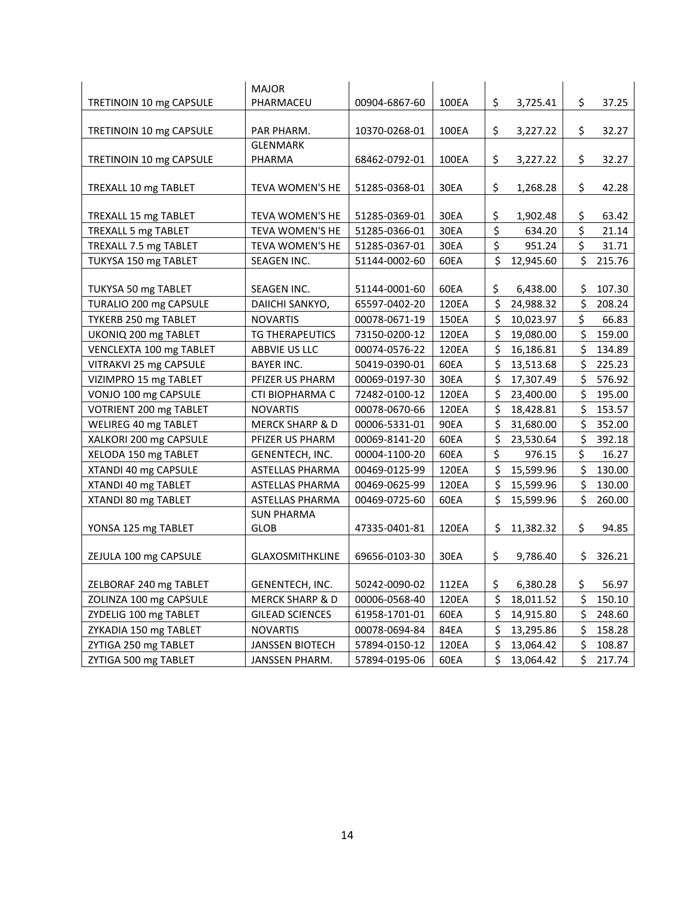| | | | | | |
|---|---|---|---|---|---|
| TRETINOIN 10 mg CAPSULE | MAJOR PHARMACEU | 00904-6867-60 | 100EA | $ 3,725.41 | $ 37.25 |
| TRETINOIN 10 mg CAPSULE | PAR PHARM. | 10370-0268-01 | 100EA | $ 3,227.22 | $ 32.27 |
| TRETINOIN 10 mg CAPSULE | GLENMARK PHARMA | 68462-0792-01 | 100EA | $ 3,227.22 | $ 32.27 |
| TREXALL 10 mg TABLET | TEVA WOMEN'S HE | 51285-0368-01 | 30EA | $ 1,268.28 | $ 42.28 |
| TREXALL 15 mg TABLET | TEVA WOMEN'S HE | 51285-0369-01 | 30EA | $ 1,902.48 | $ 63.42 |
| TREXALL 5 mg TABLET | TEVA WOMEN'S HE | 51285-0366-01 | 30EA | $ 634.20 | $ 21.14 |
| TREXALL 7.5 mg TABLET | TEVA WOMEN'S HE | 51285-0367-01 | 30EA | $ 951.24 | $ 31.71 |
| TUKYSA 150 mg TABLET | SEAGEN INC. | 51144-0002-60 | 60EA | $ 12,945.60 | $ 215.76 |
| TUKYSA 50 mg TABLET | SEAGEN INC. | 51144-0001-60 | 60EA | $ 6,438.00 | $ 107.30 |
| TURALIO 200 mg CAPSULE | DAIICHI SANKYO, | 65597-0402-20 | 120EA | $ 24,988.32 | $ 208.24 |
| TYKERB 250 mg TABLET | NOVARTIS | 00078-0671-19 | 150EA | $ 10,023.97 | $ 66.83 |
| UKONIQ 200 mg TABLET | TG THERAPEUTICS | 73150-0200-12 | 120EA | $ 19,080.00 | $ 159.00 |
| VENCLEXTA 100 mg TABLET | ABBVIE US LLC | 00074-0576-22 | 120EA | $ 16,186.81 | $ 134.89 |
| VITRAKVI 25 mg CAPSULE | BAYER INC. | 50419-0390-01 | 60EA | $ 13,513.68 | $ 225.23 |
| VIZIMPRO 15 mg TABLET | PFIZER US PHARM | 00069-0197-30 | 30EA | $ 17,307.49 | $ 576.92 |
| VONJO 100 mg CAPSULE | CTI BIOPHARMA C | 72482-0100-12 | 120EA | $ 23,400.00 | $ 195.00 |
| VOTRIENT 200 mg TABLET | NOVARTIS | 00078-0670-66 | 120EA | $ 18,428.81 | $ 153.57 |
| WELIREG 40 mg TABLET | MERCK SHARP & D | 00006-5331-01 | 90EA | $ 31,680.00 | $ 352.00 |
| XALKORI 200 mg CAPSULE | PFIZER US PHARM | 00069-8141-20 | 60EA | $ 23,530.64 | $ 392.18 |
| XELODA 150 mg TABLET | GENENTECH, INC. | 00004-1100-20 | 60EA | $ 976.15 | $ 16.27 |
| XTANDI 40 mg CAPSULE | ASTELLAS PHARMA | 00469-0125-99 | 120EA | $ 15,599.96 | $ 130.00 |
| XTANDI 40 mg TABLET | ASTELLAS PHARMA | 00469-0625-99 | 120EA | $ 15,599.96 | $ 130.00 |
| XTANDI 80 mg TABLET | ASTELLAS PHARMA | 00469-0725-60 | 60EA | $ 15,599.96 | $ 260.00 |
| YONSA 125 mg TABLET | SUN PHARMA GLOB | 47335-0401-81 | 120EA | $ 11,382.32 | $ 94.85 |
| ZEJULA 100 mg CAPSULE | GLAXOSMITHKLINE | 69656-0103-30 | 30EA | $ 9,786.40 | $ 326.21 |
| ZELBORAF 240 mg TABLET | GENENTECH, INC. | 50242-0090-02 | 112EA | $ 6,380.28 | $ 56.97 |
| ZOLINZA 100 mg CAPSULE | MERCK SHARP & D | 00006-0568-40 | 120EA | $ 18,011.52 | $ 150.10 |
| ZYDELIG 100 mg TABLET | GILEAD SCIENCES | 61958-1701-01 | 60EA | $ 14,915.80 | $ 248.60 |
| ZYKADIA 150 mg TABLET | NOVARTIS | 00078-0694-84 | 84EA | $ 13,295.86 | $ 158.28 |
| ZYTIGA 250 mg TABLET | JANSSEN BIOTECH | 57894-0150-12 | 120EA | $ 13,064.42 | $ 108.87 |
| ZYTIGA 500 mg TABLET | JANSSEN PHARM. | 57894-0195-06 | 60EA | $ 13,064.42 | $ 217.74 |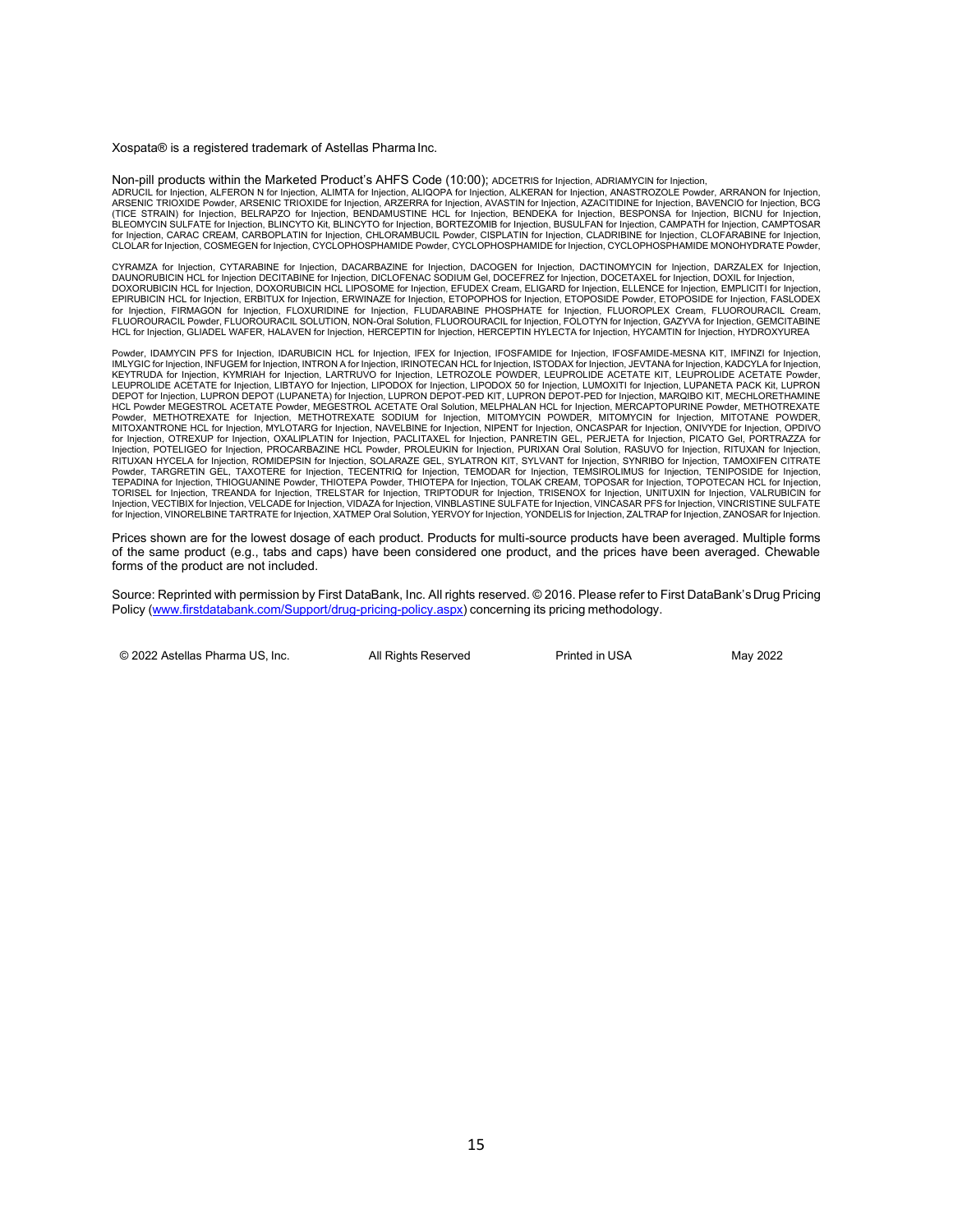Xospata® is a registered trademark of Astellas Pharma Inc.

Non-pill products within the Marketed Product's AHFS Code (10:00); ADCETRIS for Injection, ADRIAMYCIN for Injection, ADRUCIL for Injection, ALFERON N for Injection, ALIMTA for Injection, ALIQOPA for Injection, ALKERAN for Injection, ANASTROZOLE Powder, ARRANON for Injection, ARSENIC TRIOXIDE Powder, ARSENIC TRIOXIDE for Injection, ARZERRA for Injection, AVASTIN for Injection, AZACITIDINE for Injection, BAVENCIO for Injection, BCG (TICE STRAIN) for Injection, BELRAPZO for Injection, BENDAMUSTINE HCL for Injection, BENDEKA for Injection, BESPONSA for Injection, BICNU for Injection, BLEOMYCIN SULFATE for Injection, BLINCYTO Kit, BLINCYTO for Injection, BORTEZOMIB for Injection, BUSULFAN for Injection, CAMPATH for Injection, CAMPTOSAR for Injection, CARAC CREAM, CARBOPLATIN for Injection, CHLORAMBUCIL Powder, CISPLATIN for Injection, CLADRIBINE for Injection, CLOFARABINE for Injection, CLOLAR for Injection, COSMEGEN for Injection, CYCLOPHOSPHAMIDE Powder, CYCLOPHOSPHAMIDE for Injection, CYCLOPHOSPHAMIDE MONOHYDRATE Powder,

CYRAMZA for Injection, CYTARABINE for Injection, DACARBAZINE for Injection, DACOGEN for Injection, DACTINOMYCIN for Injection, DARZALEX for Injection, DAUNORUBICIN HCL for Injection DECITABINE for Injection, DICLOFENAC SODIUM Gel, DOCEFREZ for Injection, DOCETAXEL for Injection, DOXIL for Injection, DOXORUBICIN HCL for Injection, DOXORUBICIN HCL LIPOSOME for Injection, EFUDEX Cream, ELIGARD for Injection, ELLENCE for Injection, EMPLICITI for Injection, EPIRUBICIN HCL for Injection, ERBITUX for Injection, ERWINAZE for Injection, ETOPOPHOS for Injection, ETOPOSIDE Powder, ETOPOSIDE for Injection, FASLODEX for Injection, FIRMAGON for Injection, FLOXURIDINE for Injection, FLUDARABINE PHOSPHATE for Injection, FLUOROPLEX Cream, FLUOROURACIL Cream, FLUOROURACIL Powder, FLUOROURACIL SOLUTION, NON-Oral Solution, FLUOROURACIL for Injection, FOLOTYN for Injection, GAZYVA for Injection, GEMCITABINE HCL for Injection, GLIADEL WAFER, HALAVEN for Injection, HERCEPTIN for Injection, HERCEPTIN HYLECTA for Injection, HYCAMTIN for Injection, HYDROXYUREA

Powder, IDAMYCIN PFS for Injection, IDARUBICIN HCL for Injection, IFEX for Injection, IFOSFAMIDE for Injection, IFOSFAMIDE-MESNA KIT, IMFINZI for Injection, IMLYGIC for Injection, INFUGEM for Injection, INTRON A for Injection, IRINOTECAN HCL for Injection, ISTODAX for Injection, JEVTANA for Injection, KADCYLA for Injection, KEYTRUDA for Injection, KYMRIAH for Injection, LARTRUVO for Injection, LETROZOLE POWDER, LEUPROLIDE ACETATE KIT, LEUPROLIDE ACETATE Powder, LEUPROLIDE ACETATE for Injection, LIBTAYO for Injection, LIPODOX for Injection, LIPODOX 50 for Injection, LUMOXITI for Injection, LUPANETA PACK Kit, LUPRON DEPOT for Injection, LUPRON DEPOT (LUPANETA) for Injection, LUPRON DEPOT-PED KIT, LUPRON DEPOT-PED for Injection, MARQIBO KIT, MECHLORETHAMINE HCL Powder MEGESTROL ACETATE Powder, MEGESTROL ACETATE Oral Solution, MELPHALAN HCL for Injection, MERCAPTOPURINE Powder, METHOTREXATE Powder, METHOTREXATE for Injection, METHOTREXATE SODIUM for Injection, MITOMYCIN POWDER, MITOMYCIN for Injection, MITOTANE POWDER, MITOXANTRONE HCL for Injection, MYLOTARG for Injection, NAVELBINE for Injection, NIPENT for Injection, ONCASPAR for Injection, ONIVYDE for Injection, OPDIVO for Injection, OTREXUP for Injection, OXALIPLATIN for Injection, PACLITAXEL for Injection, PANRETIN GEL, PERJETA for Injection, PICATO Gel, PORTRAZZA for Injection, POTELIGEO for Injection, PROCARBAZINE HCL Powder, PROLEUKIN for Injection, PURIXAN Oral Solution, RASUVO for Injection, RITUXAN for Injection, RITUXAN HYCELA for Injection, ROMIDEPSIN for Injection, SOLARAZE GEL, SYLATRON KIT, SYLVANT for Injection, SYNRIBO for Injection, TAMOXIFEN CITRATE Powder, TARGRETIN GEL, TAXOTERE for Injection, TECENTRIQ for Injection, TEMODAR for Injection, TEMSIROLIMUS for Injection, TENIPOSIDE for Injection, TEPADINA for Injection, THIOGUANINE Powder, THIOTEPA Powder, THIOTEPA for Injection, TOLAK CREAM, TOPOSAR for Injection, TOPOTECAN HCL for Injection, TORISEL for Injection, TREANDA for Injection, TRELSTAR for Injection, TRIPTODUR for Injection, TRISENOX for Injection, UNITUXIN for Injection, VALRUBICIN for Injection, VECTIBIX for Injection, VELCADE for Injection, VIDAZA for Injection, VINBLASTINE SULFATE for Injection, VINCASAR PFS for Injection, VINCRISTINE SULFATE for Injection, VINORELBINE TARTRATE for Injection, XATMEP Oral Solution, YERVOY for Injection, YONDELIS for Injection, ZALTRAP for Injection, ZANOSAR for Injection.

Prices shown are for the lowest dosage of each product. Products for multi-source products have been averaged. Multiple forms of the same product (e.g., tabs and caps) have been considered one product, and the prices have been averaged. Chewable forms of the product are not included.

Source: Reprinted with permission by First DataBank, Inc. All rights reserved. © 2016. Please refer to First DataBank's Drug Pricing Policy (www.firstdatabank.com/Support/drug-pricing-policy.aspx) concerning its pricing methodology.

© 2022 Astellas Pharma US, Inc. All Rights Reserved Printed in USA May 2022